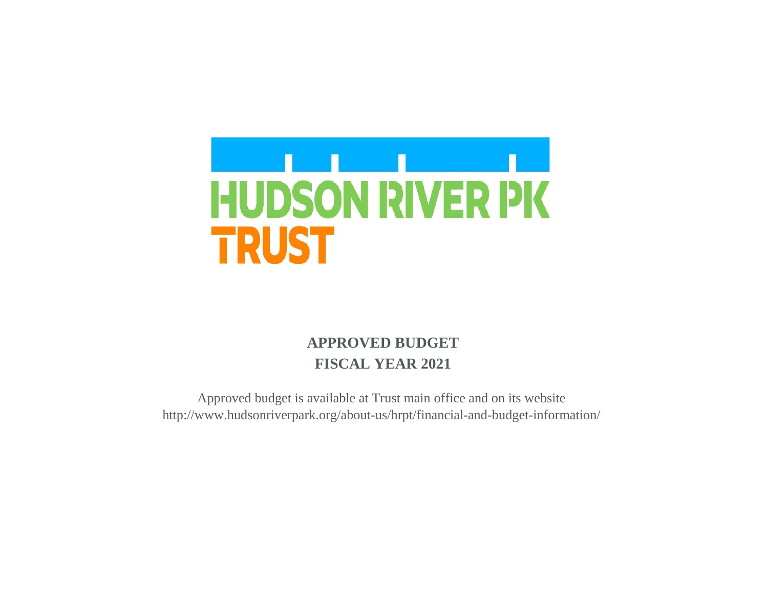HUDSON RIVER PK

TRUST

**APPROVED BUDGET**

**FISCAL YEAR 2021**

Approved budget is available at Trust main office and on its website
http://www.hudsonriverpark.org/about-us/hrpt/financial-and-budget-information/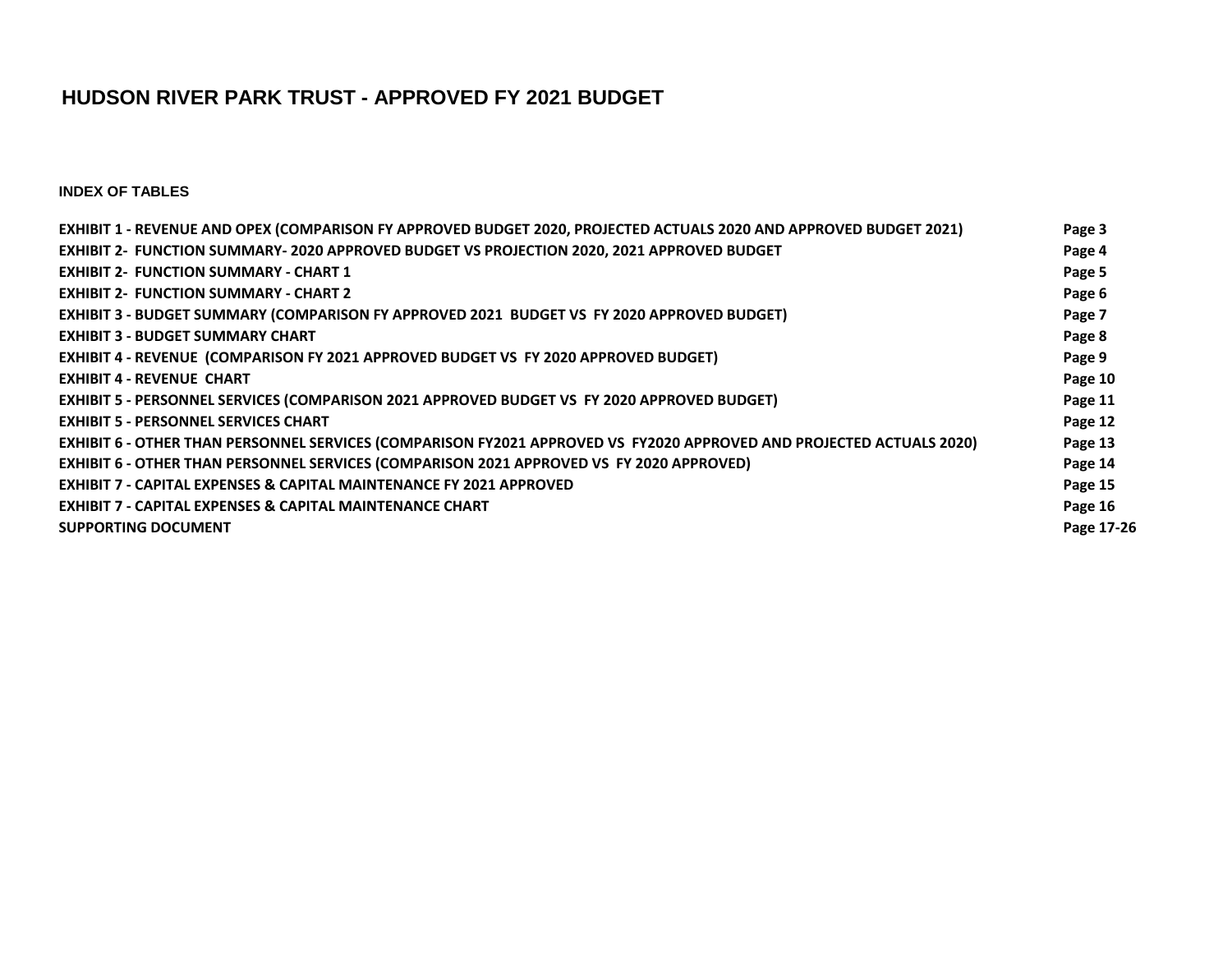# HUDSON RIVER PARK TRUST - APPROVED FY 2021 BUDGET

### INDEX OF TABLES

| | |
|---|---|
| **EXHIBIT 1 - REVENUE AND OPEX (COMPARISON FY APPROVED BUDGET 2020, PROJECTED ACTUALS 2020 AND APPROVED BUDGET 2021)** | **Page 3** |
| **EXHIBIT 2- FUNCTION SUMMARY- 2020 APPROVED BUDGET VS PROJECTION 2020, 2021 APPROVED BUDGET** | **Page 4** |
| **EXHIBIT 2- FUNCTION SUMMARY - CHART 1** | **Page 5** |
| **EXHIBIT 2- FUNCTION SUMMARY - CHART 2** | **Page 6** |
| **EXHIBIT 3 - BUDGET SUMMARY (COMPARISON FY APPROVED 2021 BUDGET VS FY 2020 APPROVED BUDGET)** | **Page 7** |
| **EXHIBIT 3 - BUDGET SUMMARY CHART** | **Page 8** |
| **EXHIBIT 4 - REVENUE (COMPARISON FY 2021 APPROVED BUDGET VS FY 2020 APPROVED BUDGET)** | **Page 9** |
| **EXHIBIT 4 - REVENUE CHART** | **Page 10** |
| **EXHIBIT 5 - PERSONNEL SERVICES (COMPARISON 2021 APPROVED BUDGET VS FY 2020 APPROVED BUDGET)** | **Page 11** |
| **EXHIBIT 5 - PERSONNEL SERVICES CHART** | **Page 12** |
| **EXHIBIT 6 - OTHER THAN PERSONNEL SERVICES (COMPARISON FY2021 APPROVED VS FY2020 APPROVED AND PROJECTED ACTUALS 2020)** | **Page 13** |
| **EXHIBIT 6 - OTHER THAN PERSONNEL SERVICES (COMPARISON 2021 APPROVED VS FY 2020 APPROVED)** | **Page 14** |
| **EXHIBIT 7 - CAPITAL EXPENSES & CAPITAL MAINTENANCE FY 2021 APPROVED** | **Page 15** |
| **EXHIBIT 7 - CAPITAL EXPENSES & CAPITAL MAINTENANCE CHART** | **Page 16** |
| **SUPPORTING DOCUMENT** | **Page 17-26** |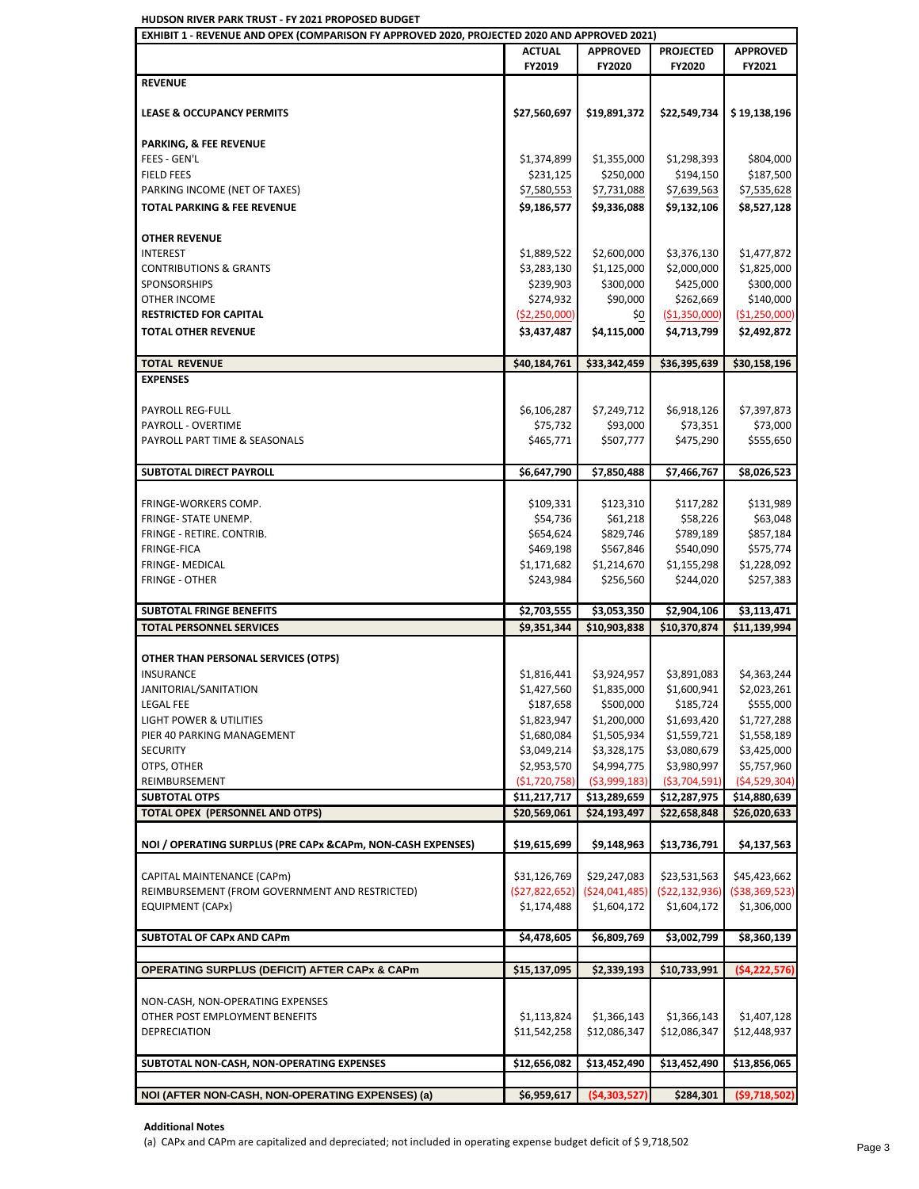**HUDSON RIVER PARK TRUST - FY 2021 PROPOSED BUDGET**

| EXHIBIT 1 - REVENUE AND OPEX (COMPARISON FY APPROVED 2020, PROJECTED 2020 AND APPROVED 2021) | ACTUAL FY2019 | APPROVED FY2020 | PROJECTED FY2020 | APPROVED FY2021 |
|---|---|---|---|---|
| **REVENUE** | | | | |
| **LEASE & OCCUPANCY PERMITS** | $27,560,697 | $19,891,372 | $22,549,734 | $ 19,138,196 |
| **PARKING, & FEE REVENUE** | | | | |
| FEES - GEN'L | $1,374,899 | $1,355,000 | $1,298,393 | $804,000 |
| FIELD FEES | $231,125 | $250,000 | $194,150 | $187,500 |
| PARKING INCOME (NET OF TAXES) | $7,580,553 | $7,731,088 | $7,639,563 | $7,535,628 |
| **TOTAL PARKING & FEE REVENUE** | **$9,186,577** | **$9,336,088** | **$9,132,106** | **$8,527,128** |
| **OTHER REVENUE** | | | | |
| INTEREST | $1,889,522 | $2,600,000 | $3,376,130 | $1,477,872 |
| CONTRIBUTIONS & GRANTS | $3,283,130 | $1,125,000 | $2,000,000 | $1,825,000 |
| SPONSORSHIPS | $239,903 | $300,000 | $425,000 | $300,000 |
| OTHER INCOME | $274,932 | $90,000 | $262,669 | $140,000 |
| **RESTRICTED FOR CAPITAL** | ($2,250,000) | $0 | ($1,350,000) | ($1,250,000) |
| **TOTAL OTHER REVENUE** | **$3,437,487** | **$4,115,000** | **$4,713,799** | **$2,492,872** |
| **TOTAL REVENUE** | **$40,184,761** | **$33,342,459** | **$36,395,639** | **$30,158,196** |
| **EXPENSES** | | | | |
| PAYROLL REG-FULL | $6,106,287 | $7,249,712 | $6,918,126 | $7,397,873 |
| PAYROLL - OVERTIME | $75,732 | $93,000 | $73,351 | $73,000 |
| PAYROLL PART TIME & SEASONALS | $465,771 | $507,777 | $475,290 | $555,650 |
| **SUBTOTAL DIRECT PAYROLL** | **$6,647,790** | **$7,850,488** | **$7,466,767** | **$8,026,523** |
| FRINGE-WORKERS COMP. | $109,331 | $123,310 | $117,282 | $131,989 |
| FRINGE- STATE UNEMP. | $54,736 | $61,218 | $58,226 | $63,048 |
| FRINGE - RETIRE. CONTRIB. | $654,624 | $829,746 | $789,189 | $857,184 |
| FRINGE-FICA | $469,198 | $567,846 | $540,090 | $575,774 |
| FRINGE- MEDICAL | $1,171,682 | $1,214,670 | $1,155,298 | $1,228,092 |
| FRINGE - OTHER | $243,984 | $256,560 | $244,020 | $257,383 |
| **SUBTOTAL FRINGE BENEFITS** | **$2,703,555** | **$3,053,350** | **$2,904,106** | **$3,113,471** |
| **TOTAL PERSONNEL SERVICES** | **$9,351,344** | **$10,903,838** | **$10,370,874** | **$11,139,994** |
| **OTHER THAN PERSONAL SERVICES (OTPS)** | | | | |
| INSURANCE | $1,816,441 | $3,924,957 | $3,891,083 | $4,363,244 |
| JANITORIAL/SANITATION | $1,427,560 | $1,835,000 | $1,600,941 | $2,023,261 |
| LEGAL FEE | $187,658 | $500,000 | $185,724 | $555,000 |
| LIGHT POWER & UTILITIES | $1,823,947 | $1,200,000 | $1,693,420 | $1,727,288 |
| PIER 40 PARKING MANAGEMENT | $1,680,084 | $1,505,934 | $1,559,721 | $1,558,189 |
| SECURITY | $3,049,214 | $3,328,175 | $3,080,679 | $3,425,000 |
| OTPS, OTHER | $2,953,570 | $4,994,775 | $3,980,997 | $5,757,960 |
| REIMBURSEMENT | ($1,720,758) | ($3,999,183) | ($3,704,591) | ($4,529,304) |
| **SUBTOTAL OTPS** | **$11,217,717** | **$13,289,659** | **$12,287,975** | **$14,880,639** |
| **TOTAL OPEX (PERSONNEL AND OTPS)** | **$20,569,061** | **$24,193,497** | **$22,658,848** | **$26,020,633** |
| **NOI / OPERATING SURPLUS (PRE CAPx &CAPm, NON-CASH EXPENSES)** | **$19,615,699** | **$9,148,963** | **$13,736,791** | **$4,137,563** |
| CAPITAL MAINTENANCE (CAPm) | $31,126,769 | $29,247,083 | $23,531,563 | $45,423,662 |
| REIMBURSEMENT (FROM GOVERNMENT AND RESTRICTED) | ($27,822,652) | ($24,041,485) | ($22,132,936) | ($38,369,523) |
| EQUIPMENT (CAPx) | $1,174,488 | $1,604,172 | $1,604,172 | $1,306,000 |
| **SUBTOTAL OF CAPx AND CAPm** | **$4,478,605** | **$6,809,769** | **$3,002,799** | **$8,360,139** |
| **OPERATING SURPLUS (DEFICIT) AFTER CAPx & CAPm** | **$15,137,095** | **$2,339,193** | **$10,733,991** | **($4,222,576)** |
| NON-CASH, NON-OPERATING EXPENSES | | | | |
| OTHER POST EMPLOYMENT BENEFITS | $1,113,824 | $1,366,143 | $1,366,143 | $1,407,128 |
| DEPRECIATION | $11,542,258 | $12,086,347 | $12,086,347 | $12,448,937 |
| **SUBTOTAL NON-CASH, NON-OPERATING EXPENSES** | **$12,656,082** | **$13,452,490** | **$13,452,490** | **$13,856,065** |
| **NOI (AFTER NON-CASH, NON-OPERATING EXPENSES) (a)** | **$6,959,617** | **($4,303,527)** | **$284,301** | **($9,718,502)** |

**Additional Notes**

(a) CAPx and CAPm are capitalized and depreciated; not included in operating expense budget deficit of $ 9,718,502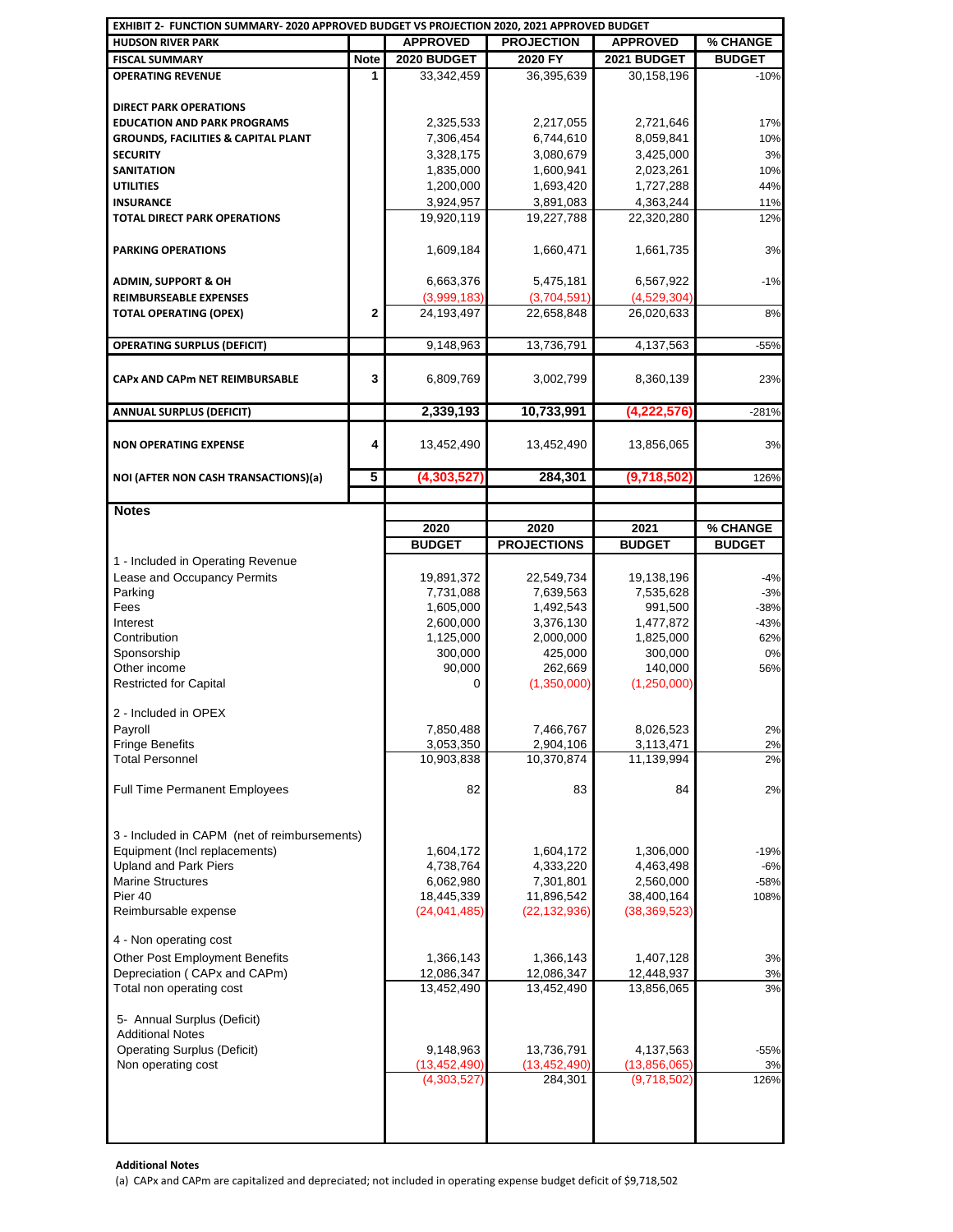**EXHIBIT 2- FUNCTION SUMMARY- 2020 APPROVED BUDGET VS PROJECTION 2020, 2021 APPROVED BUDGET**

| HUDSON RIVER PARK FISCAL SUMMARY | Note | APPROVED 2020 BUDGET | PROJECTION 2020 FY | APPROVED 2021 BUDGET | % CHANGE BUDGET |
|---|---|---|---|---|---|
| **OPERATING REVENUE** | 1 | 33,342,459 | 36,395,639 | 30,158,196 | -10% |
| **DIRECT PARK OPERATIONS** | | | | | |
| **EDUCATION AND PARK PROGRAMS** | | 2,325,533 | 2,217,055 | 2,721,646 | 17% |
| **GROUNDS, FACILITIES & CAPITAL PLANT** | | 7,306,454 | 6,744,610 | 8,059,841 | 10% |
| **SECURITY** | | 3,328,175 | 3,080,679 | 3,425,000 | 3% |
| **SANITATION** | | 1,835,000 | 1,600,941 | 2,023,261 | 10% |
| **UTILITIES** | | 1,200,000 | 1,693,420 | 1,727,288 | 44% |
| **INSURANCE** | | 3,924,957 | 3,891,083 | 4,363,244 | 11% |
| **TOTAL DIRECT PARK OPERATIONS** | | 19,920,119 | 19,227,788 | 22,320,280 | 12% |
| **PARKING OPERATIONS** | | 1,609,184 | 1,660,471 | 1,661,735 | 3% |
| **ADMIN, SUPPORT & OH** | | 6,663,376 | 5,475,181 | 6,567,922 | -1% |
| **REIMBURSEABLE EXPENSES** | | (3,999,183) | (3,704,591) | (4,529,304) | |
| **TOTAL OPERATING (OPEX)** | 2 | 24,193,497 | 22,658,848 | 26,020,633 | 8% |
| **OPERATING SURPLUS (DEFICIT)** | | 9,148,963 | 13,736,791 | 4,137,563 | -55% |
| **CAPx AND CAPm NET REIMBURSABLE** | 3 | 6,809,769 | 3,002,799 | 8,360,139 | 23% |
| **ANNUAL SURPLUS (DEFICIT)** | | **2,339,193** | **10,733,991** | **(4,222,576)** | -281% |
| **NON OPERATING EXPENSE** | 4 | 13,452,490 | 13,452,490 | 13,856,065 | 3% |
| **NOI (AFTER NON CASH TRANSACTIONS)(a)** | 5 | **(4,303,527)** | **284,301** | **(9,718,502)** | 126% |

**Notes**

| | 2020 BUDGET | 2020 PROJECTIONS | 2021 BUDGET | % CHANGE BUDGET |
|---|---|---|---|---|
| 1 - Included in Operating Revenue | | | | |
| Lease and Occupancy Permits | 19,891,372 | 22,549,734 | 19,138,196 | -4% |
| Parking | 7,731,088 | 7,639,563 | 7,535,628 | -3% |
| Fees | 1,605,000 | 1,492,543 | 991,500 | -38% |
| Interest | 2,600,000 | 3,376,130 | 1,477,872 | -43% |
| Contribution | 1,125,000 | 2,000,000 | 1,825,000 | 62% |
| Sponsorship | 300,000 | 425,000 | 300,000 | 0% |
| Other income | 90,000 | 262,669 | 140,000 | 56% |
| Restricted for Capital | 0 | (1,350,000) | (1,250,000) | |
| 2 - Included in OPEX | | | | |
| Payroll | 7,850,488 | 7,466,767 | 8,026,523 | 2% |
| Fringe Benefits | 3,053,350 | 2,904,106 | 3,113,471 | 2% |
| Total Personnel | 10,903,838 | 10,370,874 | 11,139,994 | 2% |
| Full Time Permanent Employees | 82 | 83 | 84 | 2% |
| 3 - Included in CAPM (net of reimbursements) | | | | |
| Equipment (Incl replacements) | 1,604,172 | 1,604,172 | 1,306,000 | -19% |
| Upland and Park Piers | 4,738,764 | 4,333,220 | 4,463,498 | -6% |
| Marine Structures | 6,062,980 | 7,301,801 | 2,560,000 | -58% |
| Pier 40 | 18,445,339 | 11,896,542 | 38,400,164 | 108% |
| Reimbursable expense | (24,041,485) | (22,132,936) | (38,369,523) | |
| 4 - Non operating cost | | | | |
| Other Post Employment Benefits | 1,366,143 | 1,366,143 | 1,407,128 | 3% |
| Depreciation ( CAPx and CAPm) | 12,086,347 | 12,086,347 | 12,448,937 | 3% |
| Total non operating cost | 13,452,490 | 13,452,490 | 13,856,065 | 3% |
| 5- Annual Surplus (Deficit) Additional Notes | | | | |
| Operating Surplus (Deficit) | 9,148,963 | 13,736,791 | 4,137,563 | -55% |
| Non operating cost | (13,452,490) | (13,452,490) | (13,856,065) | 3% |
| | (4,303,527) | 284,301 | (9,718,502) | 126% |

**Additional Notes**

(a) CAPx and CAPm are capitalized and depreciated; not included in operating expense budget deficit of $9,718,502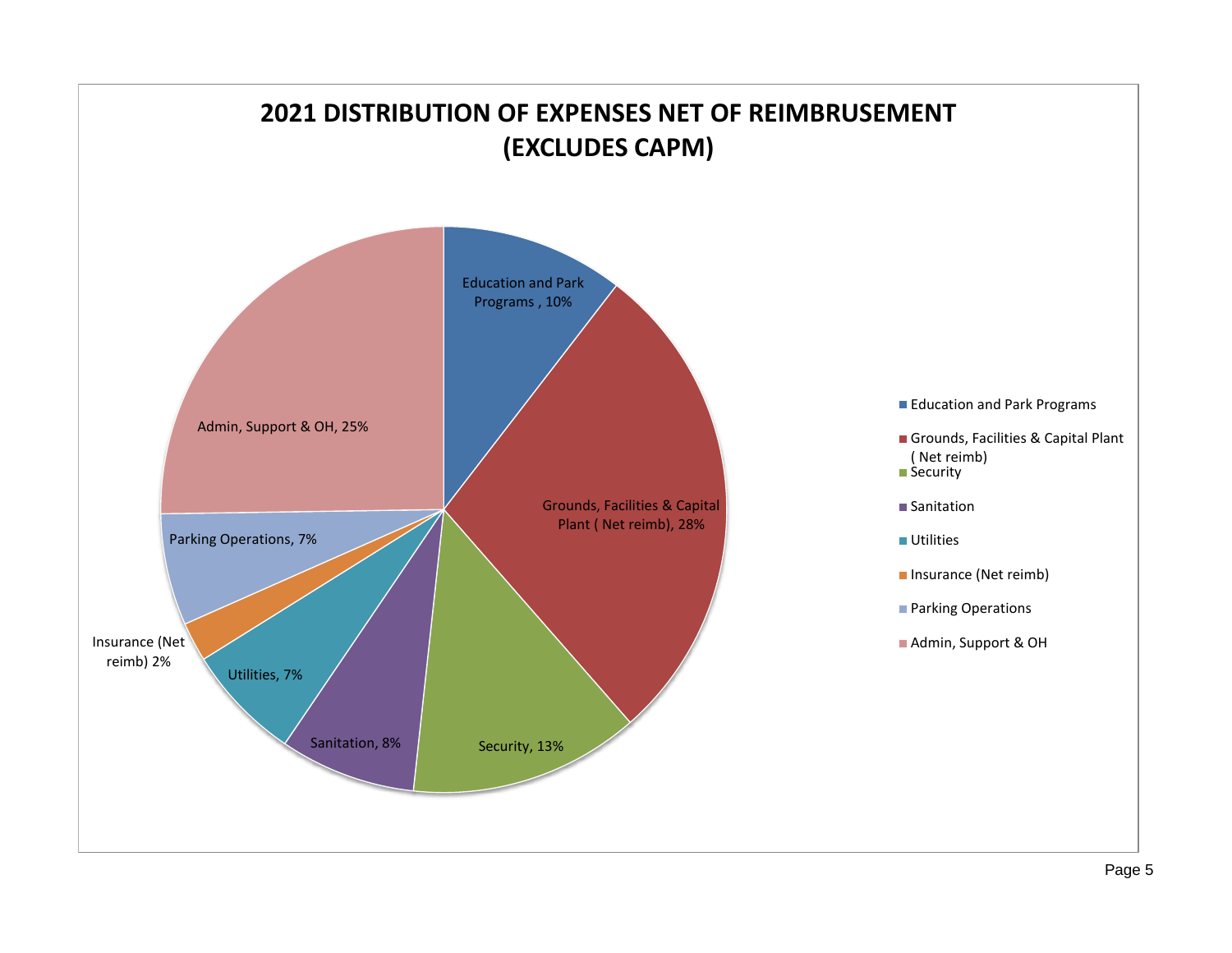# 2021 DISTRIBUTION OF EXPENSES NET OF REIMBRUSEMENT (EXCLUDES CAPM)

| Category | Percentage |
| --- | --- |
| Education and Park Programs | 10% |
| Grounds, Facilities & Capital Plant ( Net reimb) | 28% |
| Security | 13% |
| Sanitation | 8% |
| Utilities | 7% |
| Insurance (Net reimb) | 2% |
| Parking Operations | 7% |
| Admin, Support & OH | 25% |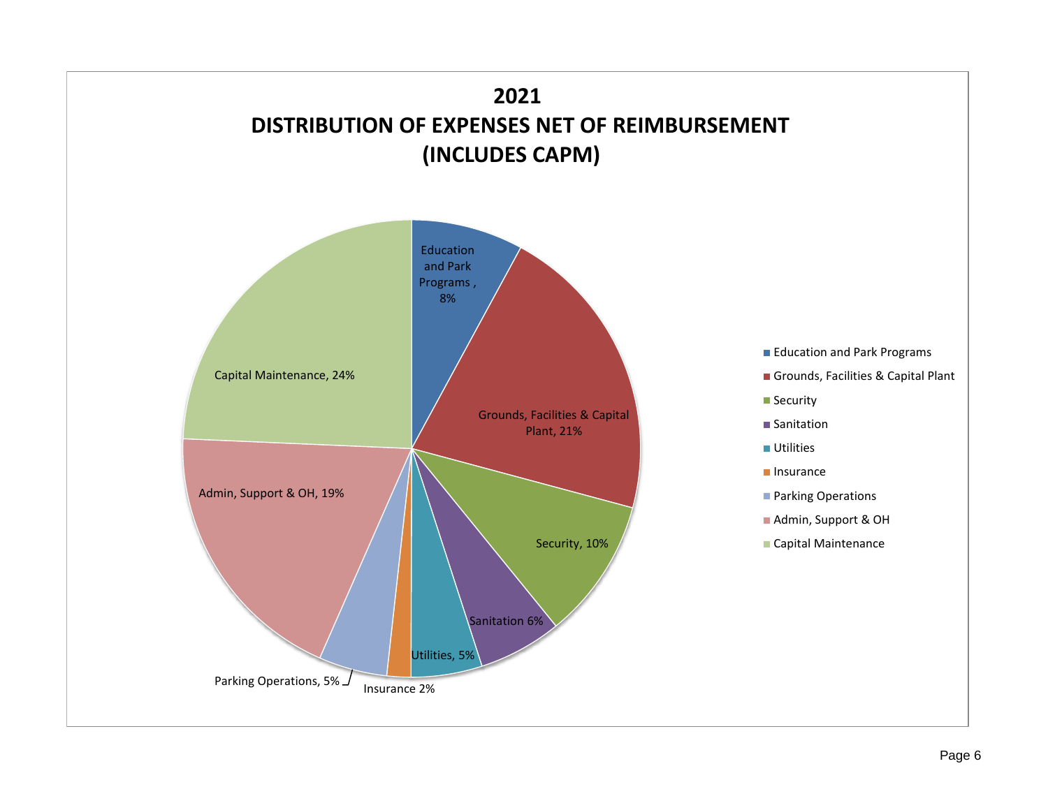# 2021

# DISTRIBUTION OF EXPENSES NET OF REIMBURSEMENT

# (INCLUDES CAPM)

| Category | Percentage |
|---|---|
| Education and Park Programs | 8% |
| Grounds, Facilities & Capital Plant | 21% |
| Security | 10% |
| Sanitation | 6% |
| Utilities | 5% |
| Insurance | 2% |
| Parking Operations | 5% |
| Admin, Support & OH | 19% |
| Capital Maintenance | 24% |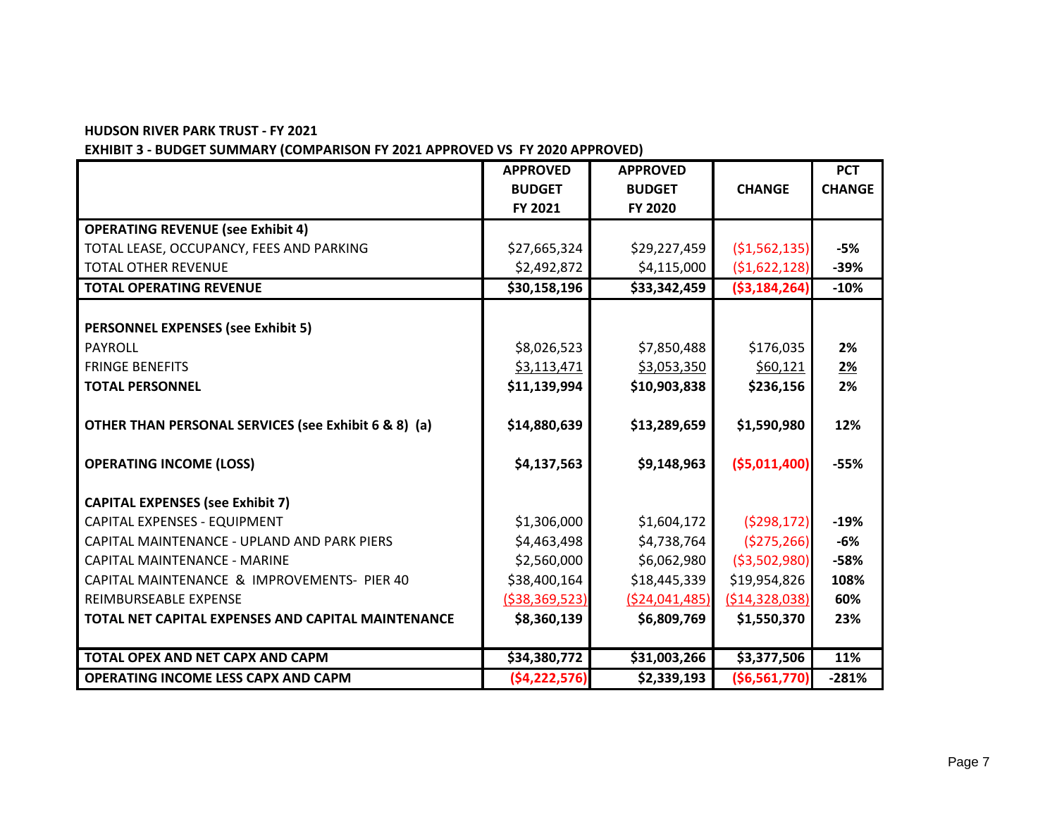**HUDSON RIVER PARK TRUST - FY 2021**

**EXHIBIT 3 - BUDGET SUMMARY (COMPARISON FY 2021 APPROVED VS FY 2020 APPROVED)**

| | APPROVED BUDGET FY 2021 | APPROVED BUDGET FY 2020 | CHANGE | PCT CHANGE |
|---|---|---|---|---|
| **OPERATING REVENUE (see Exhibit 4)** | | | | |
| TOTAL LEASE, OCCUPANCY, FEES AND PARKING | $27,665,324 | $29,227,459 | ($1,562,135) | -5% |
| TOTAL OTHER REVENUE | $2,492,872 | $4,115,000 | ($1,622,128) | -39% |
| **TOTAL OPERATING REVENUE** | **$30,158,196** | **$33,342,459** | **($3,184,264)** | **-10%** |
| | | | | |
| **PERSONNEL EXPENSES (see Exhibit 5)** | | | | |
| PAYROLL | $8,026,523 | $7,850,488 | $176,035 | 2% |
| FRINGE BENEFITS | $3,113,471 | $3,053,350 | $60,121 | 2% |
| **TOTAL PERSONNEL** | **$11,139,994** | **$10,903,838** | **$236,156** | **2%** |
| | | | | |
| **OTHER THAN PERSONAL SERVICES (see Exhibit 6 & 8) (a)** | **$14,880,639** | **$13,289,659** | **$1,590,980** | **12%** |
| | | | | |
| **OPERATING INCOME (LOSS)** | **$4,137,563** | **$9,148,963** | **($5,011,400)** | **-55%** |
| | | | | |
| **CAPITAL EXPENSES (see Exhibit 7)** | | | | |
| CAPITAL EXPENSES - EQUIPMENT | $1,306,000 | $1,604,172 | ($298,172) | -19% |
| CAPITAL MAINTENANCE - UPLAND AND PARK PIERS | $4,463,498 | $4,738,764 | ($275,266) | -6% |
| CAPITAL MAINTENANCE - MARINE | $2,560,000 | $6,062,980 | ($3,502,980) | -58% |
| CAPITAL MAINTENANCE & IMPROVEMENTS- PIER 40 | $38,400,164 | $18,445,339 | $19,954,826 | 108% |
| REIMBURSEABLE EXPENSE | ($38,369,523) | ($24,041,485) | ($14,328,038) | 60% |
| **TOTAL NET CAPITAL EXPENSES AND CAPITAL MAINTENANCE** | **$8,360,139** | **$6,809,769** | **$1,550,370** | **23%** |
| | | | | |
| **TOTAL OPEX AND NET CAPX AND CAPM** | **$34,380,772** | **$31,003,266** | **$3,377,506** | **11%** |
| **OPERATING INCOME LESS CAPX AND CAPM** | **($4,222,576)** | **$2,339,193** | **($6,561,770)** | **-281%** |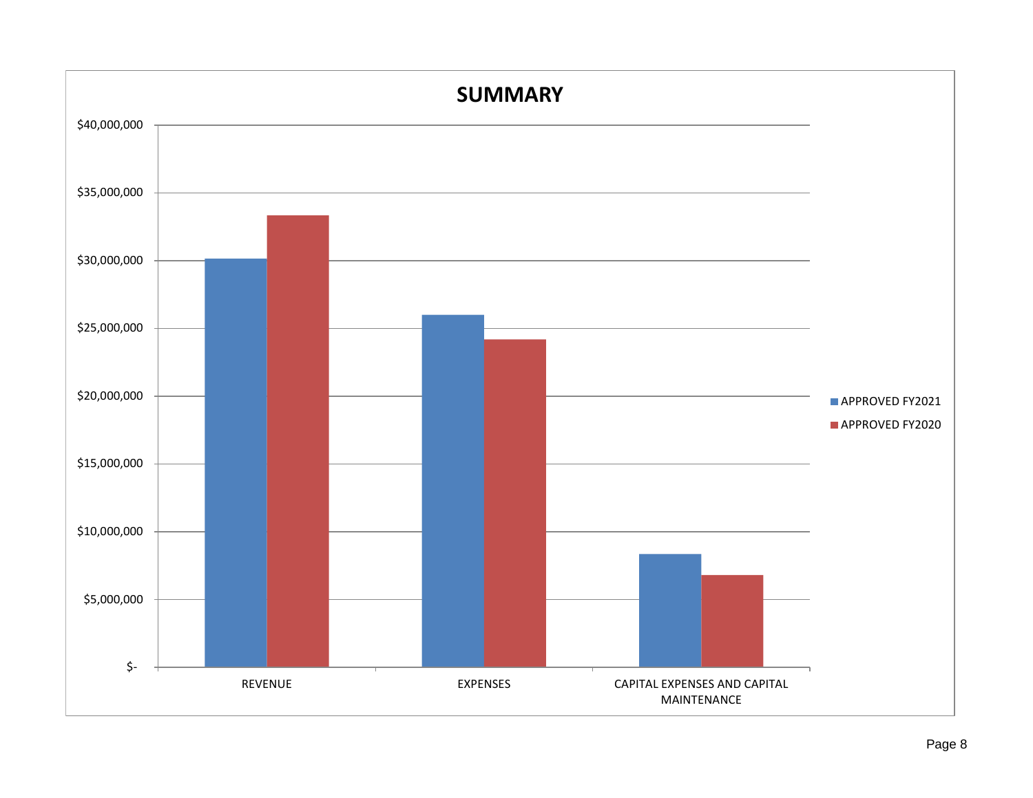# SUMMARY

$40,000,000

$35,000,000

$30,000,000

$25,000,000

$20,000,000

$15,000,000

$10,000,000

$5,000,000

$-

REVENUE

EXPENSES

CAPITAL EXPENSES AND CAPITAL MAINTENANCE

APPROVED FY2021

APPROVED FY2020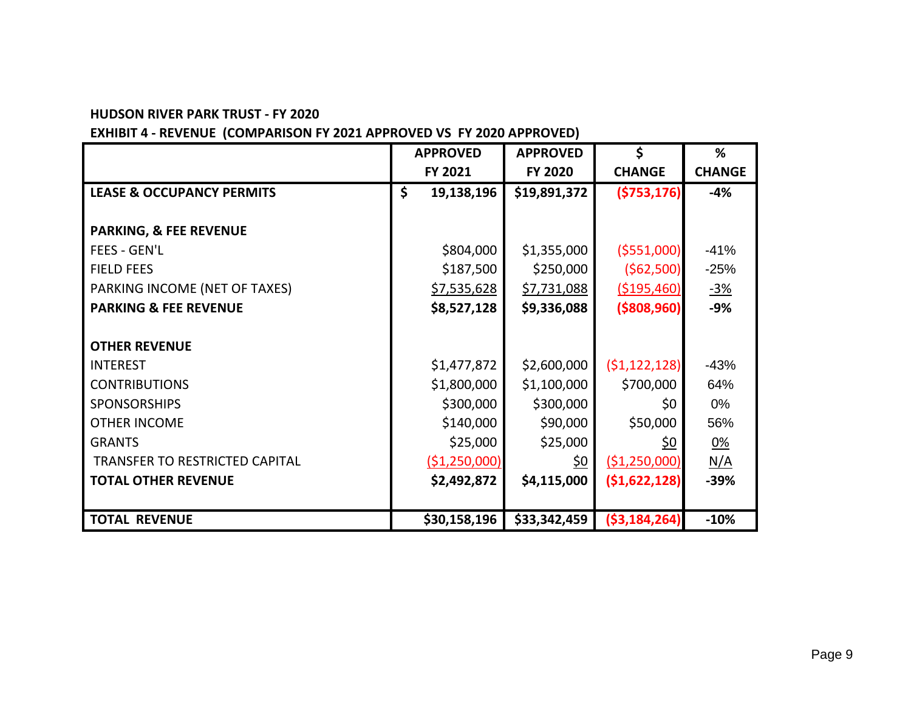**HUDSON RIVER PARK TRUST - FY 2020**

**EXHIBIT 4 - REVENUE (COMPARISON FY 2021 APPROVED VS FY 2020 APPROVED)**

| | APPROVED FY 2021 | APPROVED FY 2020 | $ CHANGE | % CHANGE |
|---|---|---|---|---|
| **LEASE & OCCUPANCY PERMITS** | **$ 19,138,196** | **$19,891,372** | **($753,176)** | **-4%** |
| | | | | |
| **PARKING, & FEE REVENUE** | | | | |
| FEES - GEN'L | $804,000 | $1,355,000 | ($551,000) | -41% |
| FIELD FEES | $187,500 | $250,000 | ($62,500) | -25% |
| PARKING INCOME (NET OF TAXES) | $7,535,628 | $7,731,088 | ($195,460) | -3% |
| **PARKING & FEE REVENUE** | **$8,527,128** | **$9,336,088** | **($808,960)** | **-9%** |
| | | | | |
| **OTHER REVENUE** | | | | |
| INTEREST | $1,477,872 | $2,600,000 | ($1,122,128) | -43% |
| CONTRIBUTIONS | $1,800,000 | $1,100,000 | $700,000 | 64% |
| SPONSORSHIPS | $300,000 | $300,000 | $0 | 0% |
| OTHER INCOME | $140,000 | $90,000 | $50,000 | 56% |
| GRANTS | $25,000 | $25,000 | $0 | 0% |
| TRANSFER TO RESTRICTED CAPITAL | ($1,250,000) | $0 | ($1,250,000) | N/A |
| **TOTAL OTHER REVENUE** | **$2,492,872** | **$4,115,000** | **($1,622,128)** | **-39%** |
| | | | | |
| **TOTAL REVENUE** | **$30,158,196** | **$33,342,459** | **($3,184,264)** | **-10%** |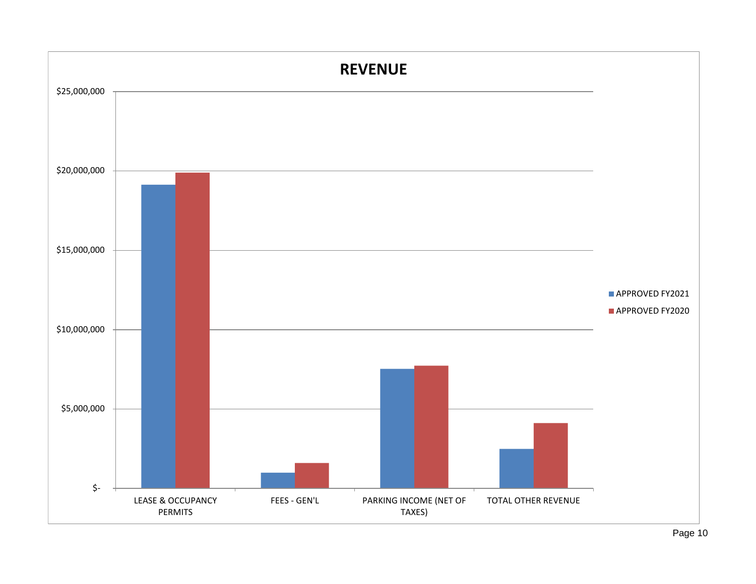# REVENUE

$25,000,000

$20,000,000

$15,000,000

$10,000,000

$5,000,000

$-

LEASE & OCCUPANCY PERMITS

FEES - GEN'L

PARKING INCOME (NET OF TAXES)

TOTAL OTHER REVENUE

APPROVED FY2021

APPROVED FY2020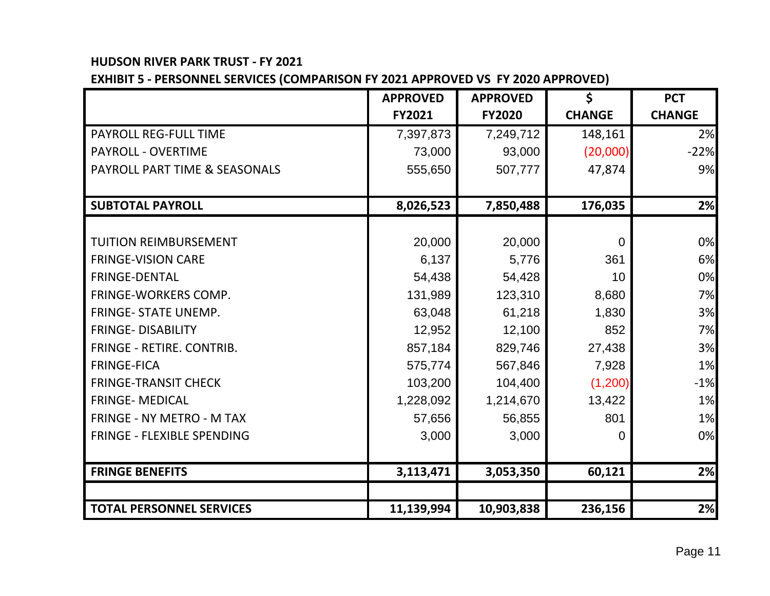**HUDSON RIVER PARK TRUST - FY 2021**

**EXHIBIT 5 - PERSONNEL SERVICES (COMPARISON FY 2021 APPROVED VS FY 2020 APPROVED)**

| | APPROVED FY2021 | APPROVED FY2020 | $ CHANGE | PCT CHANGE |
|---|---|---|---|---|
| PAYROLL REG-FULL TIME | 7,397,873 | 7,249,712 | 148,161 | 2% |
| PAYROLL - OVERTIME | 73,000 | 93,000 | (20,000) | -22% |
| PAYROLL PART TIME & SEASONALS | 555,650 | 507,777 | 47,874 | 9% |
| | | | | |
| **SUBTOTAL PAYROLL** | **8,026,523** | **7,850,488** | **176,035** | **2%** |
| | | | | |
| TUITION REIMBURSEMENT | 20,000 | 20,000 | 0 | 0% |
| FRINGE-VISION CARE | 6,137 | 5,776 | 361 | 6% |
| FRINGE-DENTAL | 54,438 | 54,428 | 10 | 0% |
| FRINGE-WORKERS COMP. | 131,989 | 123,310 | 8,680 | 7% |
| FRINGE- STATE UNEMP. | 63,048 | 61,218 | 1,830 | 3% |
| FRINGE- DISABILITY | 12,952 | 12,100 | 852 | 7% |
| FRINGE - RETIRE. CONTRIB. | 857,184 | 829,746 | 27,438 | 3% |
| FRINGE-FICA | 575,774 | 567,846 | 7,928 | 1% |
| FRINGE-TRANSIT CHECK | 103,200 | 104,400 | (1,200) | -1% |
| FRINGE- MEDICAL | 1,228,092 | 1,214,670 | 13,422 | 1% |
| FRINGE - NY METRO - M TAX | 57,656 | 56,855 | 801 | 1% |
| FRINGE - FLEXIBLE SPENDING | 3,000 | 3,000 | 0 | 0% |
| | | | | |
| **FRINGE BENEFITS** | **3,113,471** | **3,053,350** | **60,121** | **2%** |
| | | | | |
| **TOTAL PERSONNEL SERVICES** | **11,139,994** | **10,903,838** | **236,156** | **2%** |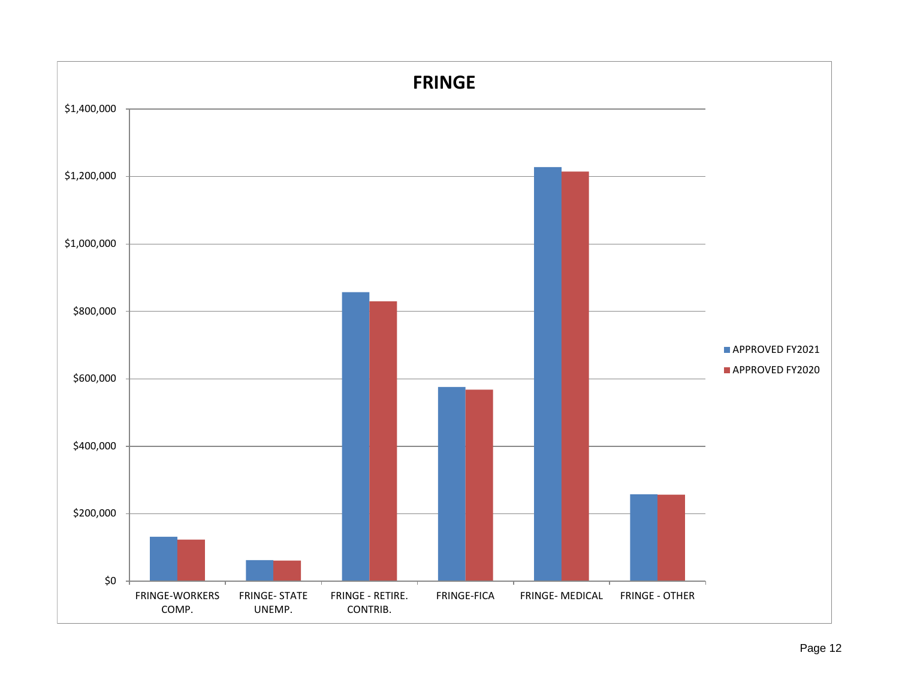# FRINGE

| Category | APPROVED FY2021 | APPROVED FY2020 |
|---|---|---|
| FRINGE-WORKERS COMP. | | |
| FRINGE- STATE UNEMP. | | |
| FRINGE - RETIRE. CONTRIB. | | |
| FRINGE-FICA | | |
| FRINGE- MEDICAL | | |
| FRINGE - OTHER | | |

$1,400,000
$1,200,000
$1,000,000
$800,000
$600,000
$400,000
$200,000
$0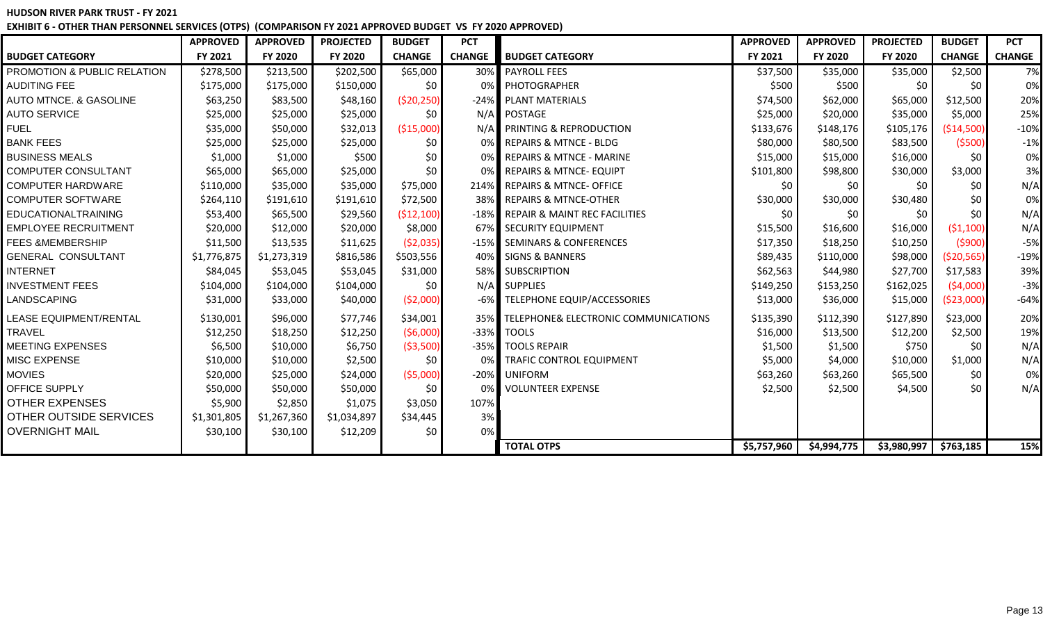**HUDSON RIVER PARK TRUST - FY 2021**

**EXHIBIT 6 - OTHER THAN PERSONNEL SERVICES (OTPS) (COMPARISON FY 2021 APPROVED BUDGET VS FY 2020 APPROVED)**

| BUDGET CATEGORY | APPROVED FY 2021 | APPROVED FY 2020 | PROJECTED FY 2020 | BUDGET CHANGE | PCT CHANGE | BUDGET CATEGORY | APPROVED FY 2021 | APPROVED FY 2020 | PROJECTED FY 2020 | BUDGET CHANGE | PCT CHANGE |
|---|---|---|---|---|---|---|---|---|---|---|---|
| PROMOTION & PUBLIC RELATION | $278,500 | $213,500 | $202,500 | $65,000 | 30% | PAYROLL FEES | $37,500 | $35,000 | $35,000 | $2,500 | 7% |
| AUDITING FEE | $175,000 | $175,000 | $150,000 | $0 | 0% | PHOTOGRAPHER | $500 | $500 | $0 | $0 | 0% |
| AUTO MTNCE. & GASOLINE | $63,250 | $83,500 | $48,160 | ($20,250) | -24% | PLANT MATERIALS | $74,500 | $62,000 | $65,000 | $12,500 | 20% |
| AUTO SERVICE | $25,000 | $25,000 | $25,000 | $0 | N/A | POSTAGE | $25,000 | $20,000 | $35,000 | $5,000 | 25% |
| FUEL | $35,000 | $50,000 | $32,013 | ($15,000) | N/A | PRINTING & REPRODUCTION | $133,676 | $148,176 | $105,176 | ($14,500) | -10% |
| BANK FEES | $25,000 | $25,000 | $25,000 | $0 | 0% | REPAIRS & MTNCE - BLDG | $80,000 | $80,500 | $83,500 | ($500) | -1% |
| BUSINESS MEALS | $1,000 | $1,000 | $500 | $0 | 0% | REPAIRS & MTNCE - MARINE | $15,000 | $15,000 | $16,000 | $0 | 0% |
| COMPUTER CONSULTANT | $65,000 | $65,000 | $25,000 | $0 | 0% | REPAIRS & MTNCE- EQUIPT | $101,800 | $98,800 | $30,000 | $3,000 | 3% |
| COMPUTER HARDWARE | $110,000 | $35,000 | $35,000 | $75,000 | 214% | REPAIRS & MTNCE- OFFICE | $0 | $0 | $0 | $0 | N/A |
| COMPUTER SOFTWARE | $264,110 | $191,610 | $191,610 | $72,500 | 38% | REPAIRS & MTNCE-OTHER | $30,000 | $30,000 | $30,480 | $0 | 0% |
| EDUCATIONALTRAINING | $53,400 | $65,500 | $29,560 | ($12,100) | -18% | REPAIR & MAINT REC FACILITIES | $0 | $0 | $0 | $0 | N/A |
| EMPLOYEE RECRUITMENT | $20,000 | $12,000 | $20,000 | $8,000 | 67% | SECURITY EQUIPMENT | $15,500 | $16,600 | $16,000 | ($1,100) | N/A |
| FEES &MEMBERSHIP | $11,500 | $13,535 | $11,625 | ($2,035) | -15% | SEMINARS & CONFERENCES | $17,350 | $18,250 | $10,250 | ($900) | -5% |
| GENERAL CONSULTANT | $1,776,875 | $1,273,319 | $816,586 | $503,556 | 40% | SIGNS & BANNERS | $89,435 | $110,000 | $98,000 | ($20,565) | -19% |
| INTERNET | $84,045 | $53,045 | $53,045 | $31,000 | 58% | SUBSCRIPTION | $62,563 | $44,980 | $27,700 | $17,583 | 39% |
| INVESTMENT FEES | $104,000 | $104,000 | $104,000 | $0 | N/A | SUPPLIES | $149,250 | $153,250 | $162,025 | ($4,000) | -3% |
| LANDSCAPING | $31,000 | $33,000 | $40,000 | ($2,000) | -6% | TELEPHONE EQUIP/ACCESSORIES | $13,000 | $36,000 | $15,000 | ($23,000) | -64% |
| LEASE EQUIPMENT/RENTAL | $130,001 | $96,000 | $77,746 | $34,001 | 35% | TELEPHONE& ELECTRONIC COMMUNICATIONS | $135,390 | $112,390 | $127,890 | $23,000 | 20% |
| TRAVEL | $12,250 | $18,250 | $12,250 | ($6,000) | -33% | TOOLS | $16,000 | $13,500 | $12,200 | $2,500 | 19% |
| MEETING EXPENSES | $6,500 | $10,000 | $6,750 | ($3,500) | -35% | TOOLS REPAIR | $1,500 | $1,500 | $750 | $0 | N/A |
| MISC EXPENSE | $10,000 | $10,000 | $2,500 | $0 | 0% | TRAFIC CONTROL EQUIPMENT | $5,000 | $4,000 | $10,000 | $1,000 | N/A |
| MOVIES | $20,000 | $25,000 | $24,000 | ($5,000) | -20% | UNIFORM | $63,260 | $63,260 | $65,500 | $0 | 0% |
| OFFICE SUPPLY | $50,000 | $50,000 | $50,000 | $0 | 0% | VOLUNTEER EXPENSE | $2,500 | $2,500 | $4,500 | $0 | N/A |
| OTHER EXPENSES | $5,900 | $2,850 | $1,075 | $3,050 | 107% | | | | | | |
| OTHER OUTSIDE SERVICES | $1,301,805 | $1,267,360 | $1,034,897 | $34,445 | 3% | | | | | | |
| OVERNIGHT MAIL | $30,100 | $30,100 | $12,209 | $0 | 0% | | | | | | |
| | | | | | | **TOTAL OTPS** | **$5,757,960** | **$4,994,775** | **$3,980,997** | **$763,185** | **15%** |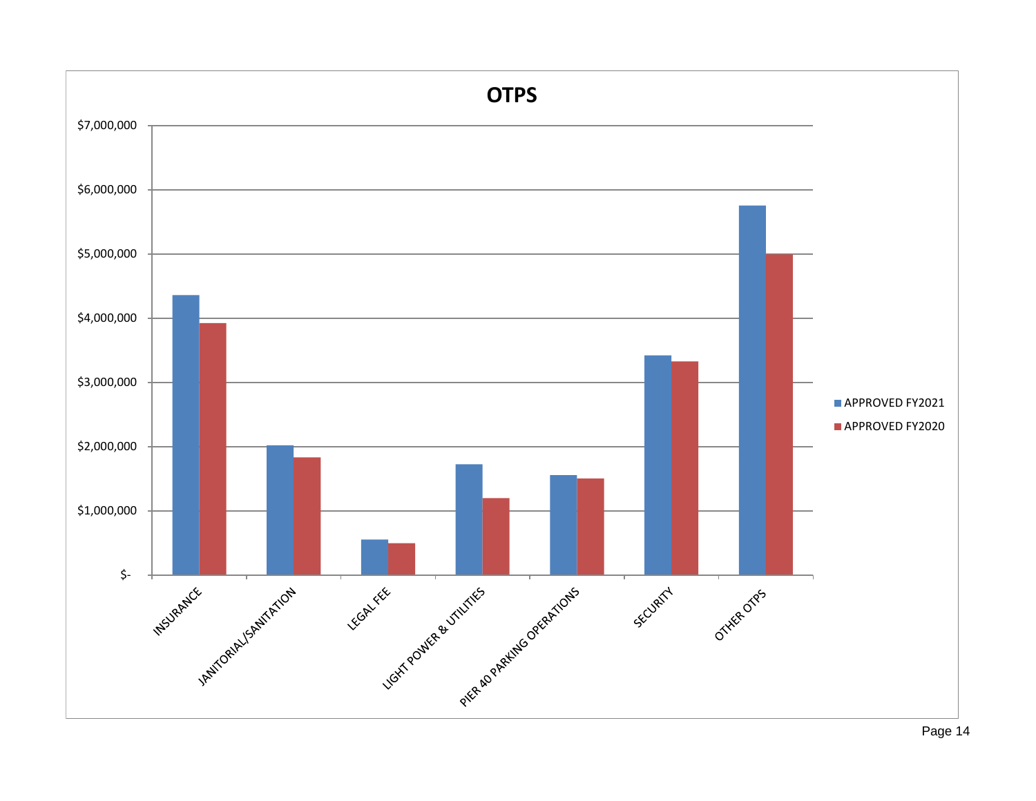# OTPS

$7,000,000
$6,000,000
$5,000,000
$4,000,000
$3,000,000
$2,000,000
$1,000,000
$-

INSURANCE
JANITORIAL/SANITATION
LEGAL FEE
LIGHT POWER & UTILITIES
PIER 40 PARKING OPERATIONS
SECURITY
OTHER OTPS

APPROVED FY2021
APPROVED FY2020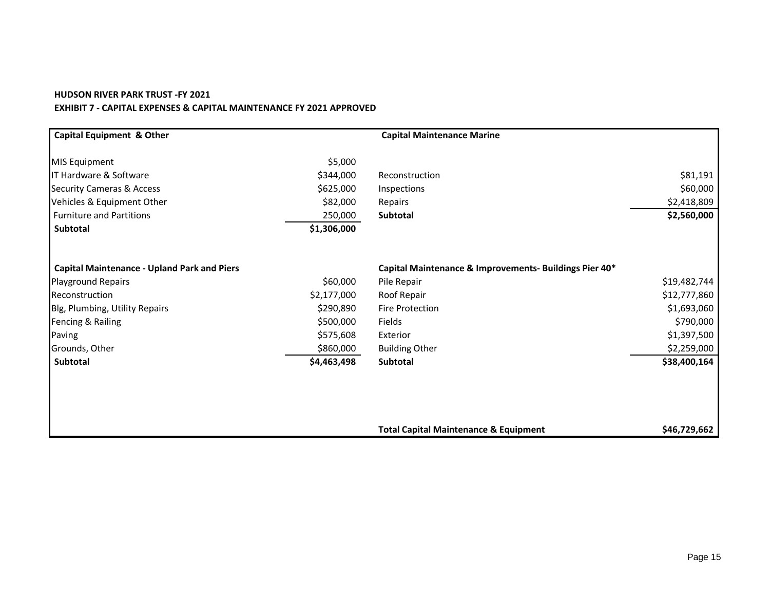**HUDSON RIVER PARK TRUST -FY 2021**

**EXHIBIT 7 - CAPITAL EXPENSES & CAPITAL MAINTENANCE FY 2021 APPROVED**

| **Capital Equipment & Other** | | **Capital Maintenance Marine** | |
|---|---|---|---|
| MIS Equipment | $5,000 | | |
| IT Hardware & Software | $344,000 | Reconstruction | $81,191 |
| Security Cameras & Access | $625,000 | Inspections | $60,000 |
| Vehicles & Equipment Other | $82,000 | Repairs | $2,418,809 |
| Furniture and Partitions | 250,000 | **Subtotal** | **$2,560,000** |
| **Subtotal** | **$1,306,000** | | |
| | | | |
| **Capital Maintenance - Upland Park and Piers** | | **Capital Maintenance & Improvements- Buildings Pier 40*** | |
| Playground Repairs | $60,000 | Pile Repair | $19,482,744 |
| Reconstruction | $2,177,000 | Roof Repair | $12,777,860 |
| Blg, Plumbing, Utility Repairs | $290,890 | Fire Protection | $1,693,060 |
| Fencing & Railing | $500,000 | Fields | $790,000 |
| Paving | $575,608 | Exterior | $1,397,500 |
| Grounds, Other | $860,000 | Building Other | $2,259,000 |
| **Subtotal** | **$4,463,498** | **Subtotal** | **$38,400,164** |
| | | | |
| | | **Total Capital Maintenance & Equipment** | **$46,729,662** |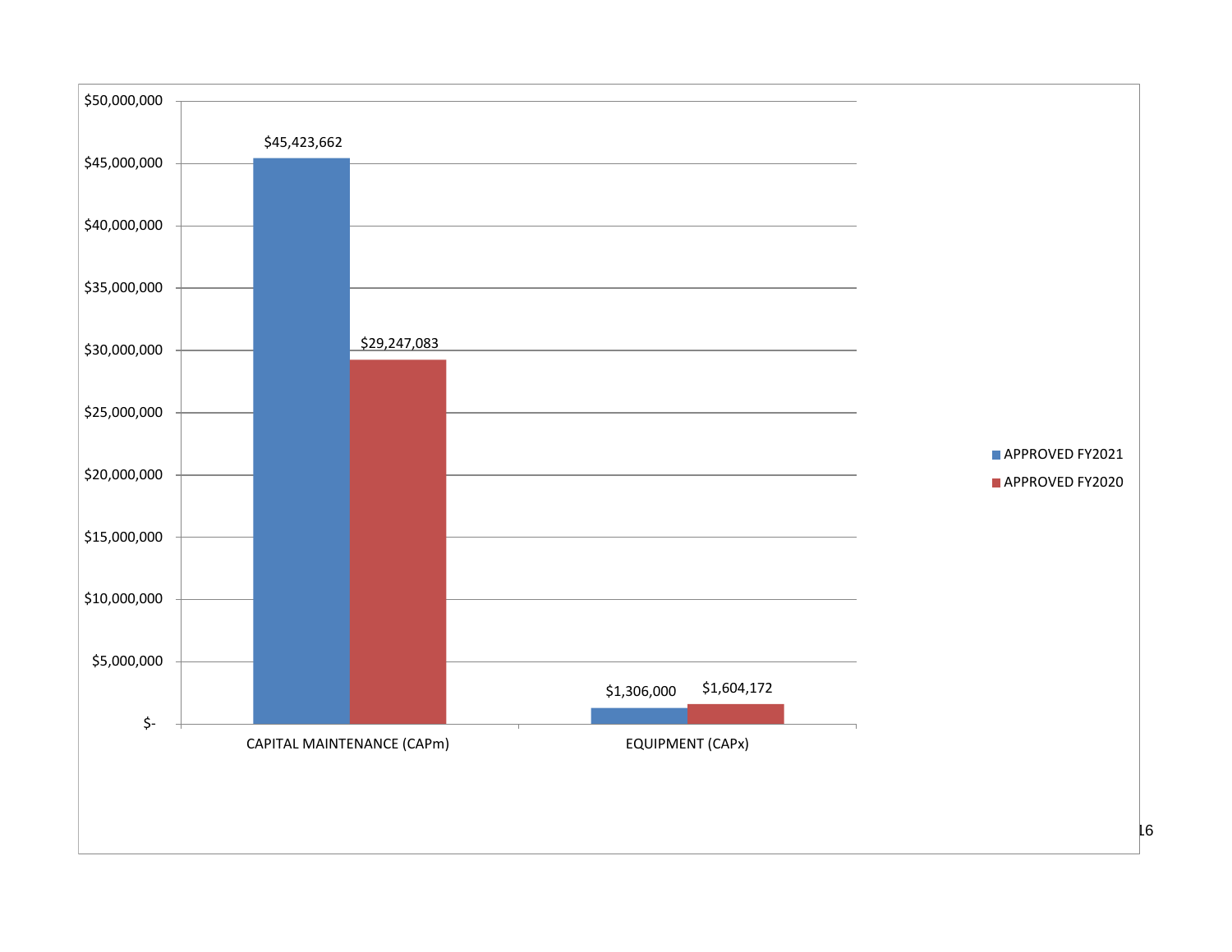| | APPROVED FY2021 | APPROVED FY2020 |
|---|---|---|
| CAPITAL MAINTENANCE (CAPm) | $45,423,662 | $29,247,083 |
| EQUIPMENT (CAPx) | $1,306,000 | $1,604,172 |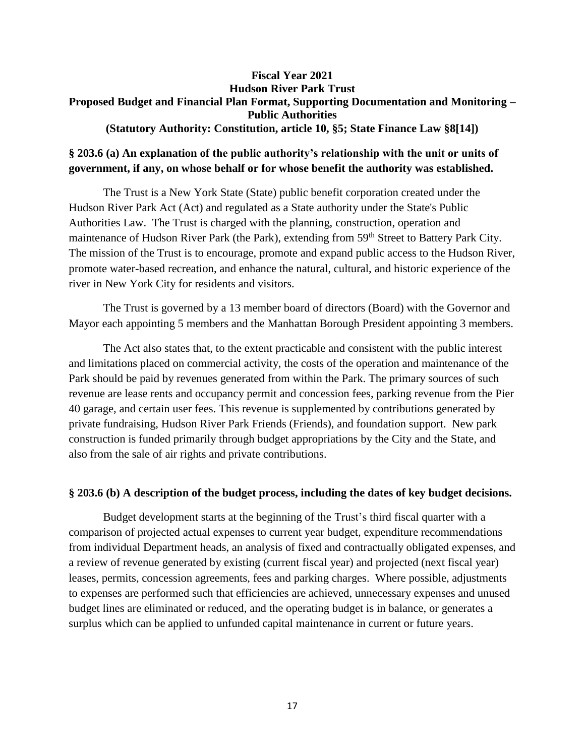**Fiscal Year 2021**
**Hudson River Park Trust**
**Proposed Budget and Financial Plan Format, Supporting Documentation and Monitoring – Public Authorities**
**(Statutory Authority: Constitution, article 10, §5; State Finance Law §8[14])**

**§ 203.6 (a) An explanation of the public authority's relationship with the unit or units of government, if any, on whose behalf or for whose benefit the authority was established.**

The Trust is a New York State (State) public benefit corporation created under the Hudson River Park Act (Act) and regulated as a State authority under the State's Public Authorities Law. The Trust is charged with the planning, construction, operation and maintenance of Hudson River Park (the Park), extending from 59th Street to Battery Park City. The mission of the Trust is to encourage, promote and expand public access to the Hudson River, promote water-based recreation, and enhance the natural, cultural, and historic experience of the river in New York City for residents and visitors.

The Trust is governed by a 13 member board of directors (Board) with the Governor and Mayor each appointing 5 members and the Manhattan Borough President appointing 3 members.

The Act also states that, to the extent practicable and consistent with the public interest and limitations placed on commercial activity, the costs of the operation and maintenance of the Park should be paid by revenues generated from within the Park. The primary sources of such revenue are lease rents and occupancy permit and concession fees, parking revenue from the Pier 40 garage, and certain user fees. This revenue is supplemented by contributions generated by private fundraising, Hudson River Park Friends (Friends), and foundation support. New park construction is funded primarily through budget appropriations by the City and the State, and also from the sale of air rights and private contributions.

**§ 203.6 (b) A description of the budget process, including the dates of key budget decisions.**

Budget development starts at the beginning of the Trust's third fiscal quarter with a comparison of projected actual expenses to current year budget, expenditure recommendations from individual Department heads, an analysis of fixed and contractually obligated expenses, and a review of revenue generated by existing (current fiscal year) and projected (next fiscal year) leases, permits, concession agreements, fees and parking charges. Where possible, adjustments to expenses are performed such that efficiencies are achieved, unnecessary expenses and unused budget lines are eliminated or reduced, and the operating budget is in balance, or generates a surplus which can be applied to unfunded capital maintenance in current or future years.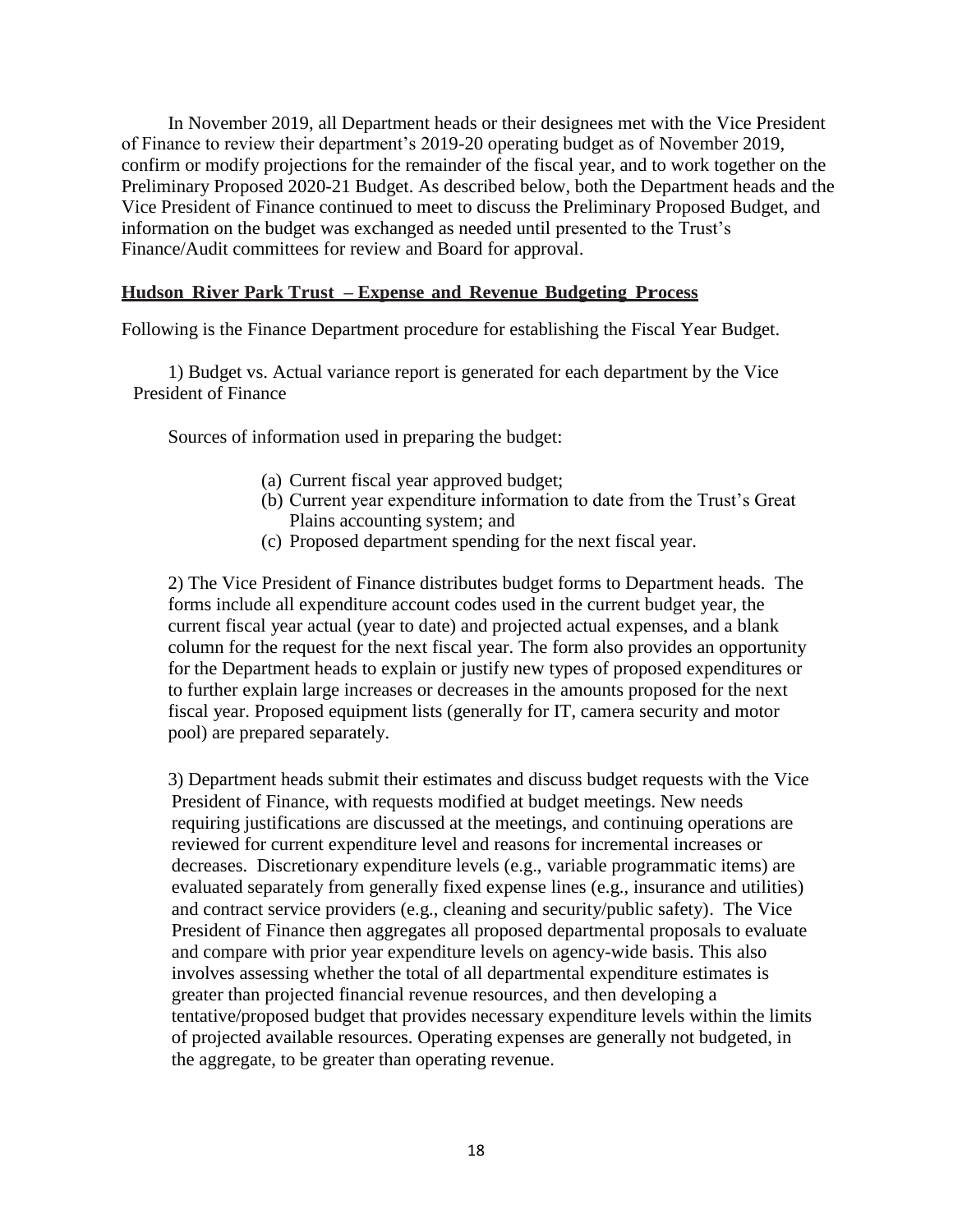In November 2019, all Department heads or their designees met with the Vice President of Finance to review their department's 2019-20 operating budget as of November 2019, confirm or modify projections for the remainder of the fiscal year, and to work together on the Preliminary Proposed 2020-21 Budget. As described below, both the Department heads and the Vice President of Finance continued to meet to discuss the Preliminary Proposed Budget, and information on the budget was exchanged as needed until presented to the Trust's Finance/Audit committees for review and Board for approval.

**Hudson River Park Trust – Expense and Revenue Budgeting Process**

Following is the Finance Department procedure for establishing the Fiscal Year Budget.

1) Budget vs. Actual variance report is generated for each department by the Vice President of Finance

Sources of information used in preparing the budget:

(a) Current fiscal year approved budget;
(b) Current year expenditure information to date from the Trust's Great Plains accounting system; and
(c) Proposed department spending for the next fiscal year.

2) The Vice President of Finance distributes budget forms to Department heads. The forms include all expenditure account codes used in the current budget year, the current fiscal year actual (year to date) and projected actual expenses, and a blank column for the request for the next fiscal year. The form also provides an opportunity for the Department heads to explain or justify new types of proposed expenditures or to further explain large increases or decreases in the amounts proposed for the next fiscal year. Proposed equipment lists (generally for IT, camera security and motor pool) are prepared separately.

3) Department heads submit their estimates and discuss budget requests with the Vice President of Finance, with requests modified at budget meetings. New needs requiring justifications are discussed at the meetings, and continuing operations are reviewed for current expenditure level and reasons for incremental increases or decreases. Discretionary expenditure levels (e.g., variable programmatic items) are evaluated separately from generally fixed expense lines (e.g., insurance and utilities) and contract service providers (e.g., cleaning and security/public safety). The Vice President of Finance then aggregates all proposed departmental proposals to evaluate and compare with prior year expenditure levels on agency-wide basis. This also involves assessing whether the total of all departmental expenditure estimates is greater than projected financial revenue resources, and then developing a tentative/proposed budget that provides necessary expenditure levels within the limits of projected available resources. Operating expenses are generally not budgeted, in the aggregate, to be greater than operating revenue.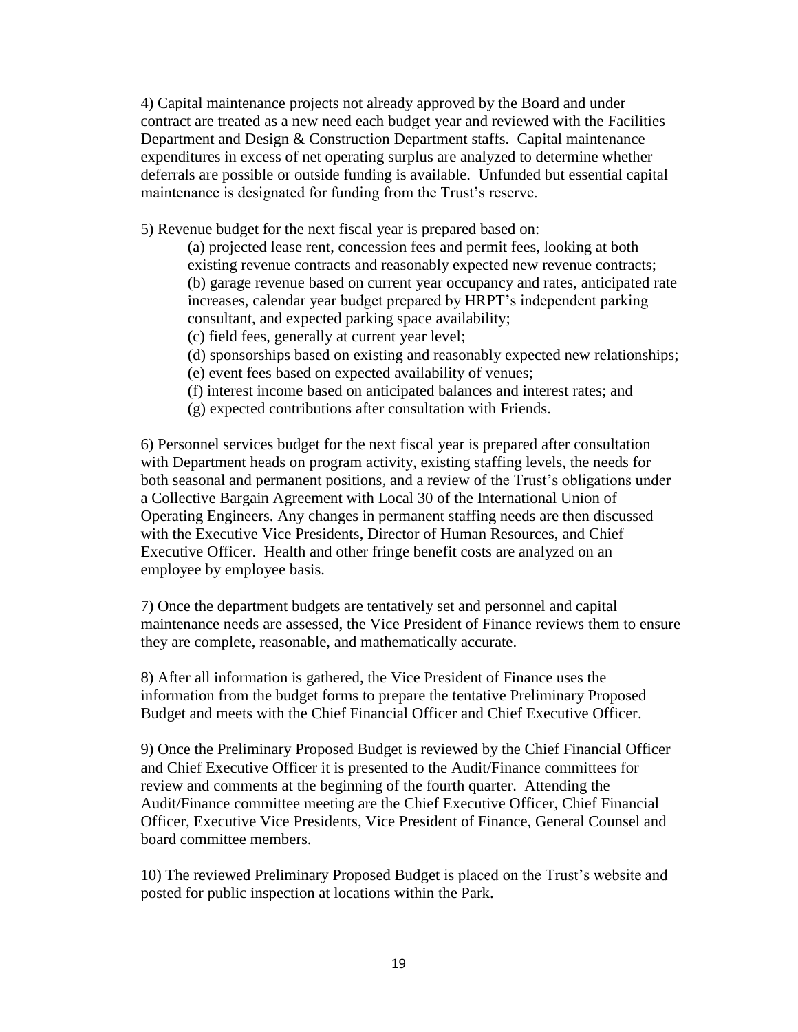4) Capital maintenance projects not already approved by the Board and under contract are treated as a new need each budget year and reviewed with the Facilities Department and Design & Construction Department staffs. Capital maintenance expenditures in excess of net operating surplus are analyzed to determine whether deferrals are possible or outside funding is available. Unfunded but essential capital maintenance is designated for funding from the Trust's reserve.

5) Revenue budget for the next fiscal year is prepared based on:

(a) projected lease rent, concession fees and permit fees, looking at both existing revenue contracts and reasonably expected new revenue contracts;
(b) garage revenue based on current year occupancy and rates, anticipated rate increases, calendar year budget prepared by HRPT's independent parking consultant, and expected parking space availability;
(c) field fees, generally at current year level;
(d) sponsorships based on existing and reasonably expected new relationships;
(e) event fees based on expected availability of venues;
(f) interest income based on anticipated balances and interest rates; and
(g) expected contributions after consultation with Friends.

6) Personnel services budget for the next fiscal year is prepared after consultation with Department heads on program activity, existing staffing levels, the needs for both seasonal and permanent positions, and a review of the Trust's obligations under a Collective Bargain Agreement with Local 30 of the International Union of Operating Engineers. Any changes in permanent staffing needs are then discussed with the Executive Vice Presidents, Director of Human Resources, and Chief Executive Officer. Health and other fringe benefit costs are analyzed on an employee by employee basis.

7) Once the department budgets are tentatively set and personnel and capital maintenance needs are assessed, the Vice President of Finance reviews them to ensure they are complete, reasonable, and mathematically accurate.

8) After all information is gathered, the Vice President of Finance uses the information from the budget forms to prepare the tentative Preliminary Proposed Budget and meets with the Chief Financial Officer and Chief Executive Officer.

9) Once the Preliminary Proposed Budget is reviewed by the Chief Financial Officer and Chief Executive Officer it is presented to the Audit/Finance committees for review and comments at the beginning of the fourth quarter. Attending the Audit/Finance committee meeting are the Chief Executive Officer, Chief Financial Officer, Executive Vice Presidents, Vice President of Finance, General Counsel and board committee members.

10) The reviewed Preliminary Proposed Budget is placed on the Trust's website and posted for public inspection at locations within the Park.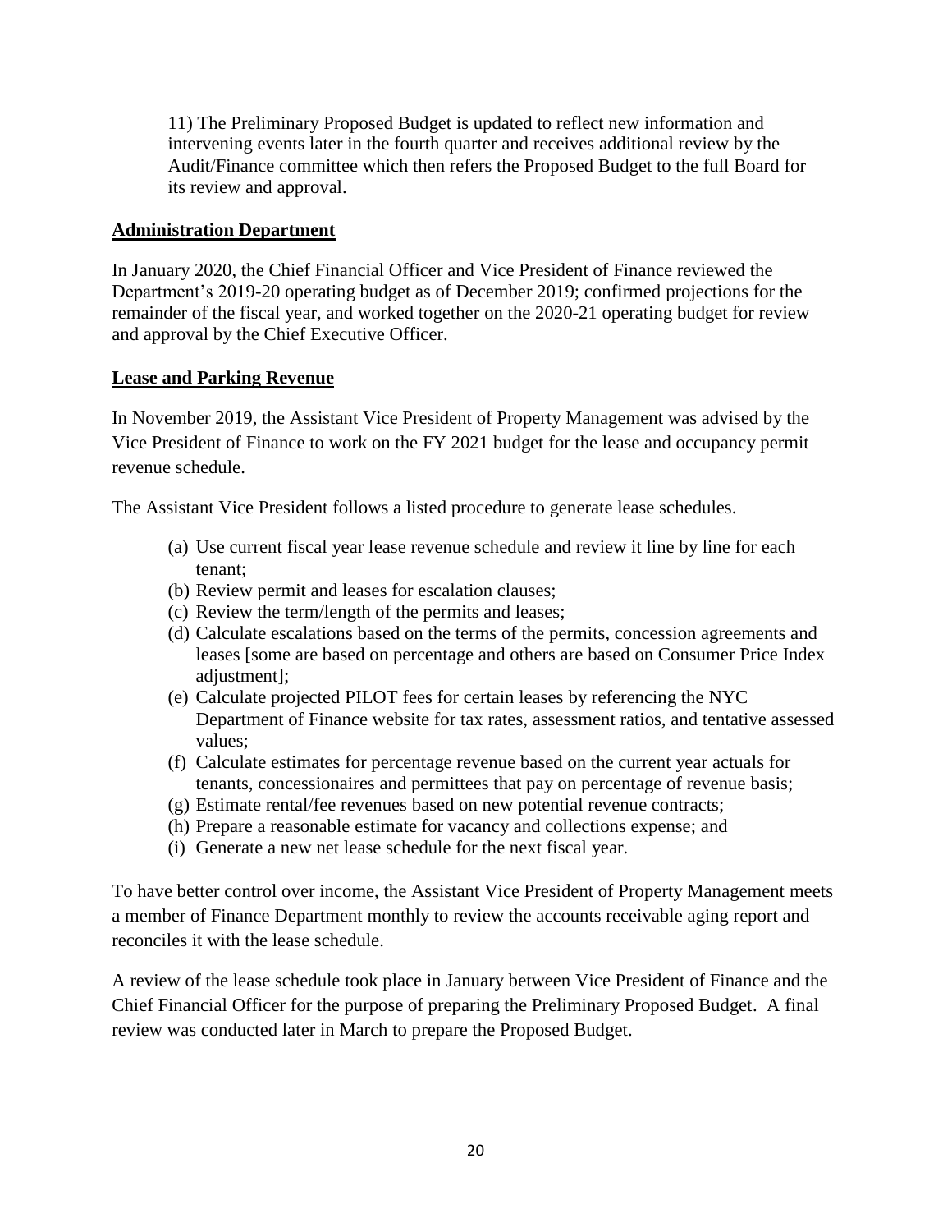11) The Preliminary Proposed Budget is updated to reflect new information and intervening events later in the fourth quarter and receives additional review by the Audit/Finance committee which then refers the Proposed Budget to the full Board for its review and approval.

**Administration Department**

In January 2020, the Chief Financial Officer and Vice President of Finance reviewed the Department's 2019-20 operating budget as of December 2019; confirmed projections for the remainder of the fiscal year, and worked together on the 2020-21 operating budget for review and approval by the Chief Executive Officer.

**Lease and Parking Revenue**

In November 2019, the Assistant Vice President of Property Management was advised by the Vice President of Finance to work on the FY 2021 budget for the lease and occupancy permit revenue schedule.

The Assistant Vice President follows a listed procedure to generate lease schedules.

(a) Use current fiscal year lease revenue schedule and review it line by line for each tenant;
(b) Review permit and leases for escalation clauses;
(c) Review the term/length of the permits and leases;
(d) Calculate escalations based on the terms of the permits, concession agreements and leases [some are based on percentage and others are based on Consumer Price Index adjustment];
(e) Calculate projected PILOT fees for certain leases by referencing the NYC Department of Finance website for tax rates, assessment ratios, and tentative assessed values;
(f) Calculate estimates for percentage revenue based on the current year actuals for tenants, concessionaires and permittees that pay on percentage of revenue basis;
(g) Estimate rental/fee revenues based on new potential revenue contracts;
(h) Prepare a reasonable estimate for vacancy and collections expense; and
(i) Generate a new net lease schedule for the next fiscal year.

To have better control over income, the Assistant Vice President of Property Management meets a member of Finance Department monthly to review the accounts receivable aging report and reconciles it with the lease schedule.

A review of the lease schedule took place in January between Vice President of Finance and the Chief Financial Officer for the purpose of preparing the Preliminary Proposed Budget. A final review was conducted later in March to prepare the Proposed Budget.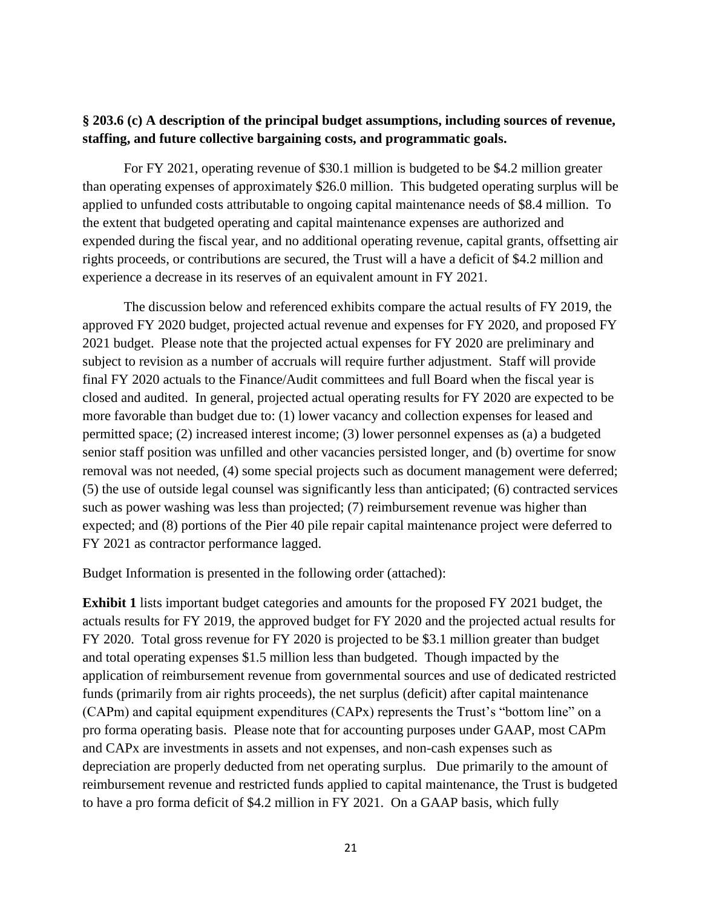**§ 203.6 (c) A description of the principal budget assumptions, including sources of revenue, staffing, and future collective bargaining costs, and programmatic goals.**

For FY 2021, operating revenue of $30.1 million is budgeted to be $4.2 million greater than operating expenses of approximately $26.0 million. This budgeted operating surplus will be applied to unfunded costs attributable to ongoing capital maintenance needs of $8.4 million. To the extent that budgeted operating and capital maintenance expenses are authorized and expended during the fiscal year, and no additional operating revenue, capital grants, offsetting air rights proceeds, or contributions are secured, the Trust will a have a deficit of $4.2 million and experience a decrease in its reserves of an equivalent amount in FY 2021.

The discussion below and referenced exhibits compare the actual results of FY 2019, the approved FY 2020 budget, projected actual revenue and expenses for FY 2020, and proposed FY 2021 budget. Please note that the projected actual expenses for FY 2020 are preliminary and subject to revision as a number of accruals will require further adjustment. Staff will provide final FY 2020 actuals to the Finance/Audit committees and full Board when the fiscal year is closed and audited. In general, projected actual operating results for FY 2020 are expected to be more favorable than budget due to: (1) lower vacancy and collection expenses for leased and permitted space; (2) increased interest income; (3) lower personnel expenses as (a) a budgeted senior staff position was unfilled and other vacancies persisted longer, and (b) overtime for snow removal was not needed, (4) some special projects such as document management were deferred; (5) the use of outside legal counsel was significantly less than anticipated; (6) contracted services such as power washing was less than projected; (7) reimbursement revenue was higher than expected; and (8) portions of the Pier 40 pile repair capital maintenance project were deferred to FY 2021 as contractor performance lagged.

Budget Information is presented in the following order (attached):

**Exhibit 1** lists important budget categories and amounts for the proposed FY 2021 budget, the actuals results for FY 2019, the approved budget for FY 2020 and the projected actual results for FY 2020. Total gross revenue for FY 2020 is projected to be $3.1 million greater than budget and total operating expenses $1.5 million less than budgeted. Though impacted by the application of reimbursement revenue from governmental sources and use of dedicated restricted funds (primarily from air rights proceeds), the net surplus (deficit) after capital maintenance (CAPm) and capital equipment expenditures (CAPx) represents the Trust's "bottom line" on a pro forma operating basis. Please note that for accounting purposes under GAAP, most CAPm and CAPx are investments in assets and not expenses, and non-cash expenses such as depreciation are properly deducted from net operating surplus. Due primarily to the amount of reimbursement revenue and restricted funds applied to capital maintenance, the Trust is budgeted to have a pro forma deficit of $4.2 million in FY 2021. On a GAAP basis, which fully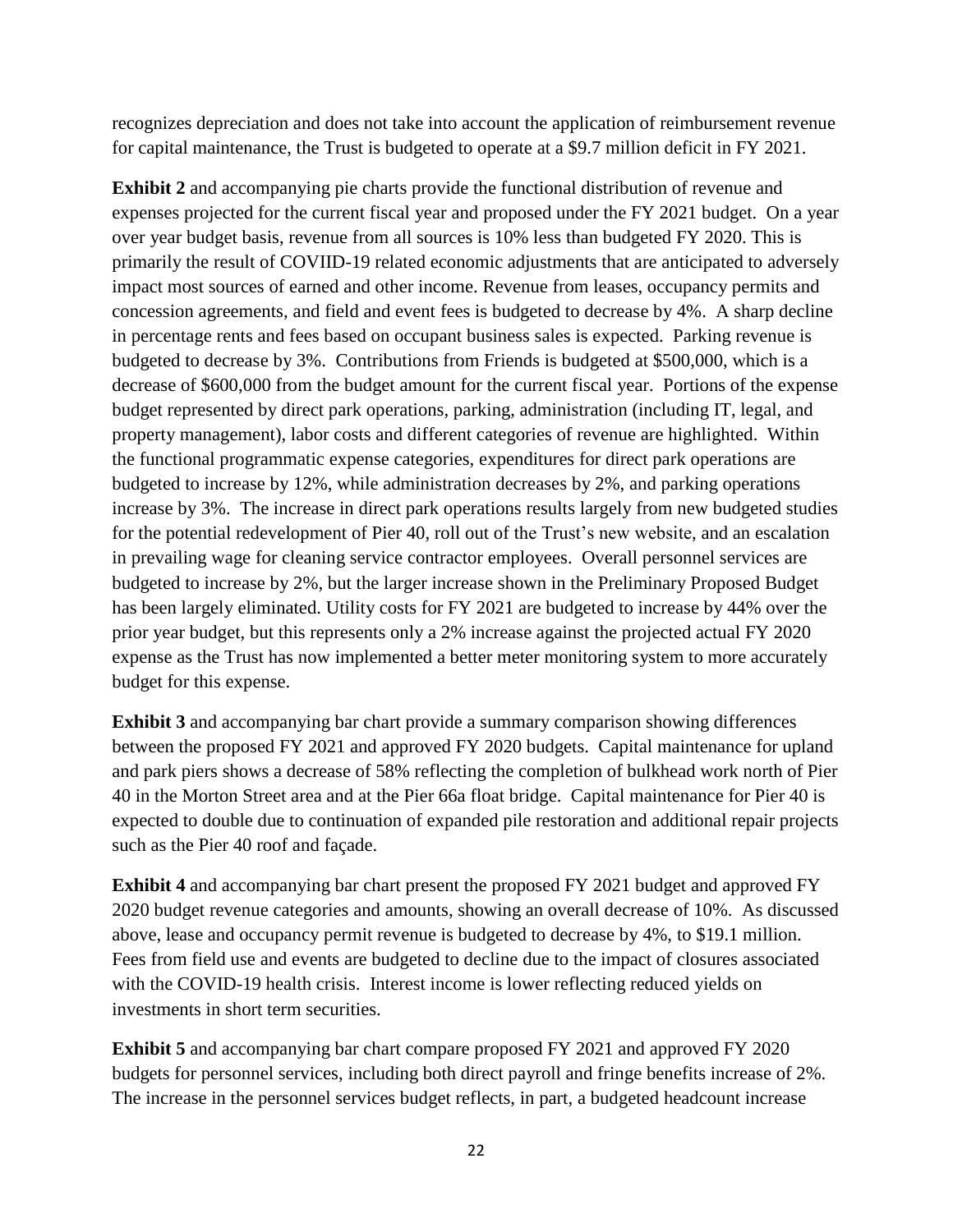recognizes depreciation and does not take into account the application of reimbursement revenue for capital maintenance, the Trust is budgeted to operate at a $9.7 million deficit in FY 2021.

**Exhibit 2** and accompanying pie charts provide the functional distribution of revenue and expenses projected for the current fiscal year and proposed under the FY 2021 budget. On a year over year budget basis, revenue from all sources is 10% less than budgeted FY 2020. This is primarily the result of COVIID-19 related economic adjustments that are anticipated to adversely impact most sources of earned and other income. Revenue from leases, occupancy permits and concession agreements, and field and event fees is budgeted to decrease by 4%. A sharp decline in percentage rents and fees based on occupant business sales is expected. Parking revenue is budgeted to decrease by 3%. Contributions from Friends is budgeted at $500,000, which is a decrease of $600,000 from the budget amount for the current fiscal year. Portions of the expense budget represented by direct park operations, parking, administration (including IT, legal, and property management), labor costs and different categories of revenue are highlighted. Within the functional programmatic expense categories, expenditures for direct park operations are budgeted to increase by 12%, while administration decreases by 2%, and parking operations increase by 3%. The increase in direct park operations results largely from new budgeted studies for the potential redevelopment of Pier 40, roll out of the Trust's new website, and an escalation in prevailing wage for cleaning service contractor employees. Overall personnel services are budgeted to increase by 2%, but the larger increase shown in the Preliminary Proposed Budget has been largely eliminated. Utility costs for FY 2021 are budgeted to increase by 44% over the prior year budget, but this represents only a 2% increase against the projected actual FY 2020 expense as the Trust has now implemented a better meter monitoring system to more accurately budget for this expense.

**Exhibit 3** and accompanying bar chart provide a summary comparison showing differences between the proposed FY 2021 and approved FY 2020 budgets. Capital maintenance for upland and park piers shows a decrease of 58% reflecting the completion of bulkhead work north of Pier 40 in the Morton Street area and at the Pier 66a float bridge. Capital maintenance for Pier 40 is expected to double due to continuation of expanded pile restoration and additional repair projects such as the Pier 40 roof and façade.

**Exhibit 4** and accompanying bar chart present the proposed FY 2021 budget and approved FY 2020 budget revenue categories and amounts, showing an overall decrease of 10%. As discussed above, lease and occupancy permit revenue is budgeted to decrease by 4%, to $19.1 million. Fees from field use and events are budgeted to decline due to the impact of closures associated with the COVID-19 health crisis. Interest income is lower reflecting reduced yields on investments in short term securities.

**Exhibit 5** and accompanying bar chart compare proposed FY 2021 and approved FY 2020 budgets for personnel services, including both direct payroll and fringe benefits increase of 2%. The increase in the personnel services budget reflects, in part, a budgeted headcount increase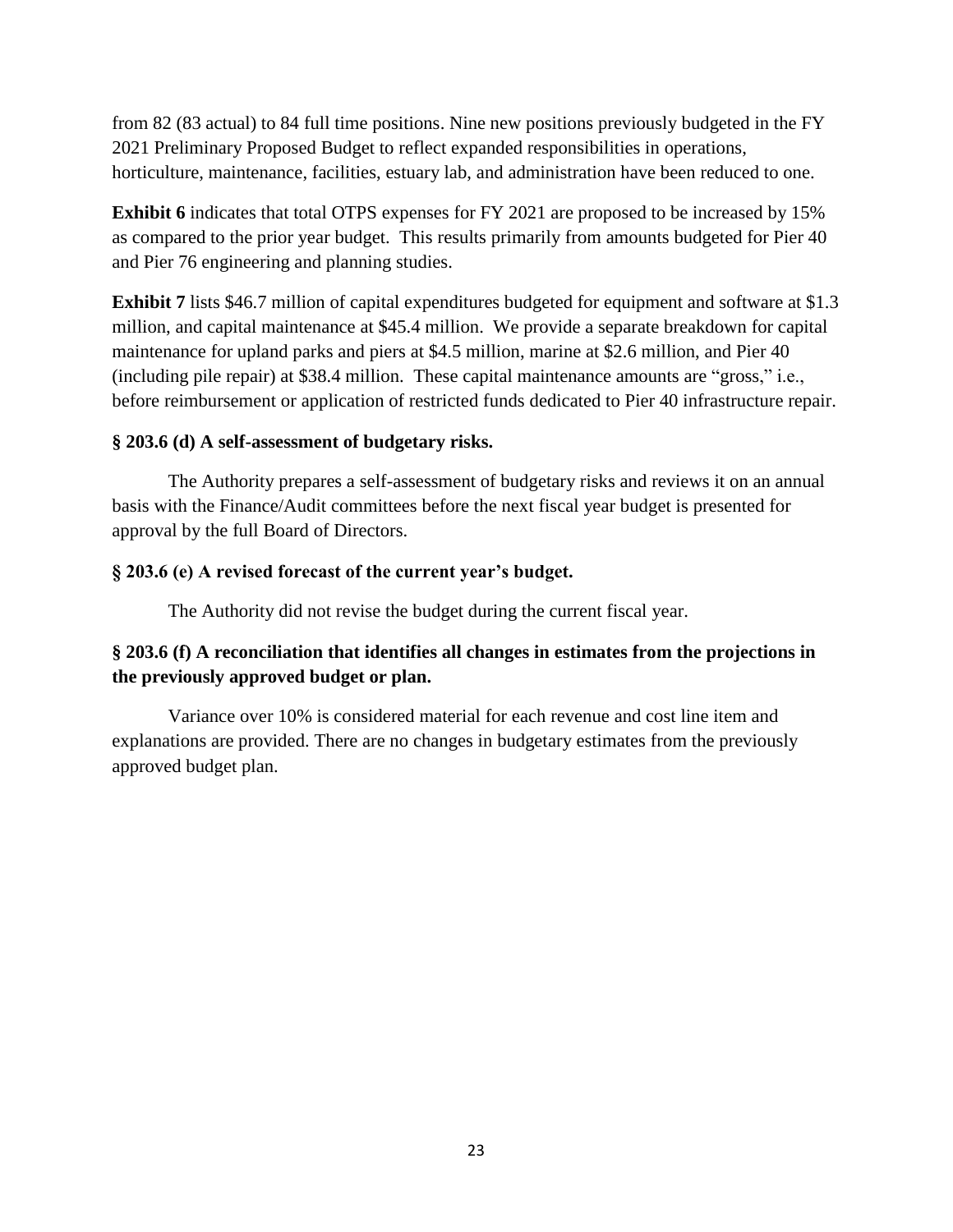from 82 (83 actual) to 84 full time positions. Nine new positions previously budgeted in the FY 2021 Preliminary Proposed Budget to reflect expanded responsibilities in operations, horticulture, maintenance, facilities, estuary lab, and administration have been reduced to one.

**Exhibit 6** indicates that total OTPS expenses for FY 2021 are proposed to be increased by 15% as compared to the prior year budget. This results primarily from amounts budgeted for Pier 40 and Pier 76 engineering and planning studies.

**Exhibit 7** lists $46.7 million of capital expenditures budgeted for equipment and software at $1.3 million, and capital maintenance at $45.4 million. We provide a separate breakdown for capital maintenance for upland parks and piers at $4.5 million, marine at $2.6 million, and Pier 40 (including pile repair) at $38.4 million. These capital maintenance amounts are "gross," i.e., before reimbursement or application of restricted funds dedicated to Pier 40 infrastructure repair.

**§ 203.6 (d) A self-assessment of budgetary risks.**

The Authority prepares a self-assessment of budgetary risks and reviews it on an annual basis with the Finance/Audit committees before the next fiscal year budget is presented for approval by the full Board of Directors.

**§ 203.6 (e) A revised forecast of the current year's budget.**

The Authority did not revise the budget during the current fiscal year.

**§ 203.6 (f) A reconciliation that identifies all changes in estimates from the projections in the previously approved budget or plan.**

Variance over 10% is considered material for each revenue and cost line item and explanations are provided. There are no changes in budgetary estimates from the previously approved budget plan.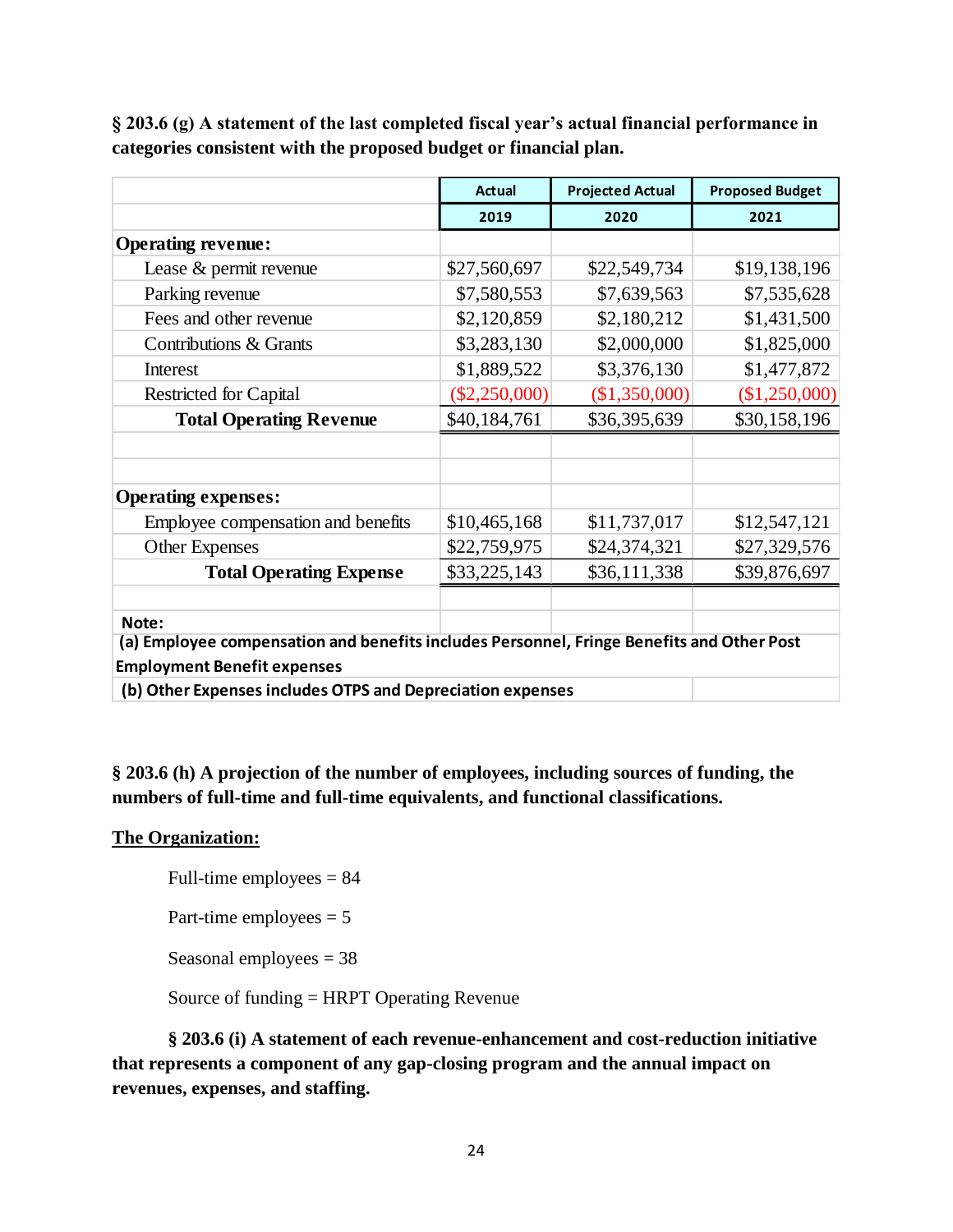**§ 203.6 (g) A statement of the last completed fiscal year's actual financial performance in categories consistent with the proposed budget or financial plan.**

| | Actual | Projected Actual | Proposed Budget |
|---|---|---|---|
| | 2019 | 2020 | 2021 |
| **Operating revenue:** | | | |
| Lease & permit revenue | $27,560,697 | $22,549,734 | $19,138,196 |
| Parking revenue | $7,580,553 | $7,639,563 | $7,535,628 |
| Fees and other revenue | $2,120,859 | $2,180,212 | $1,431,500 |
| Contributions & Grants | $3,283,130 | $2,000,000 | $1,825,000 |
| Interest | $1,889,522 | $3,376,130 | $1,477,872 |
| Restricted for Capital | ($2,250,000) | ($1,350,000) | ($1,250,000) |
| **Total Operating Revenue** | $40,184,761 | $36,395,639 | $30,158,196 |
| | | | |
| | | | |
| **Operating expenses:** | | | |
| Employee compensation and benefits | $10,465,168 | $11,737,017 | $12,547,121 |
| Other Expenses | $22,759,975 | $24,374,321 | $27,329,576 |
| **Total Operating Expense** | $33,225,143 | $36,111,338 | $39,876,697 |

**Note:**
**(a) Employee compensation and benefits includes Personnel, Fringe Benefits and Other Post Employment Benefit expenses**
**(b) Other Expenses includes OTPS and Depreciation expenses**

**§ 203.6 (h) A projection of the number of employees, including sources of funding, the numbers of full-time and full-time equivalents, and functional classifications.**

**The Organization:**

Full-time employees = 84

Part-time employees = 5

Seasonal employees = 38

Source of funding = HRPT Operating Revenue

**§ 203.6 (i) A statement of each revenue-enhancement and cost-reduction initiative that represents a component of any gap-closing program and the annual impact on revenues, expenses, and staffing.**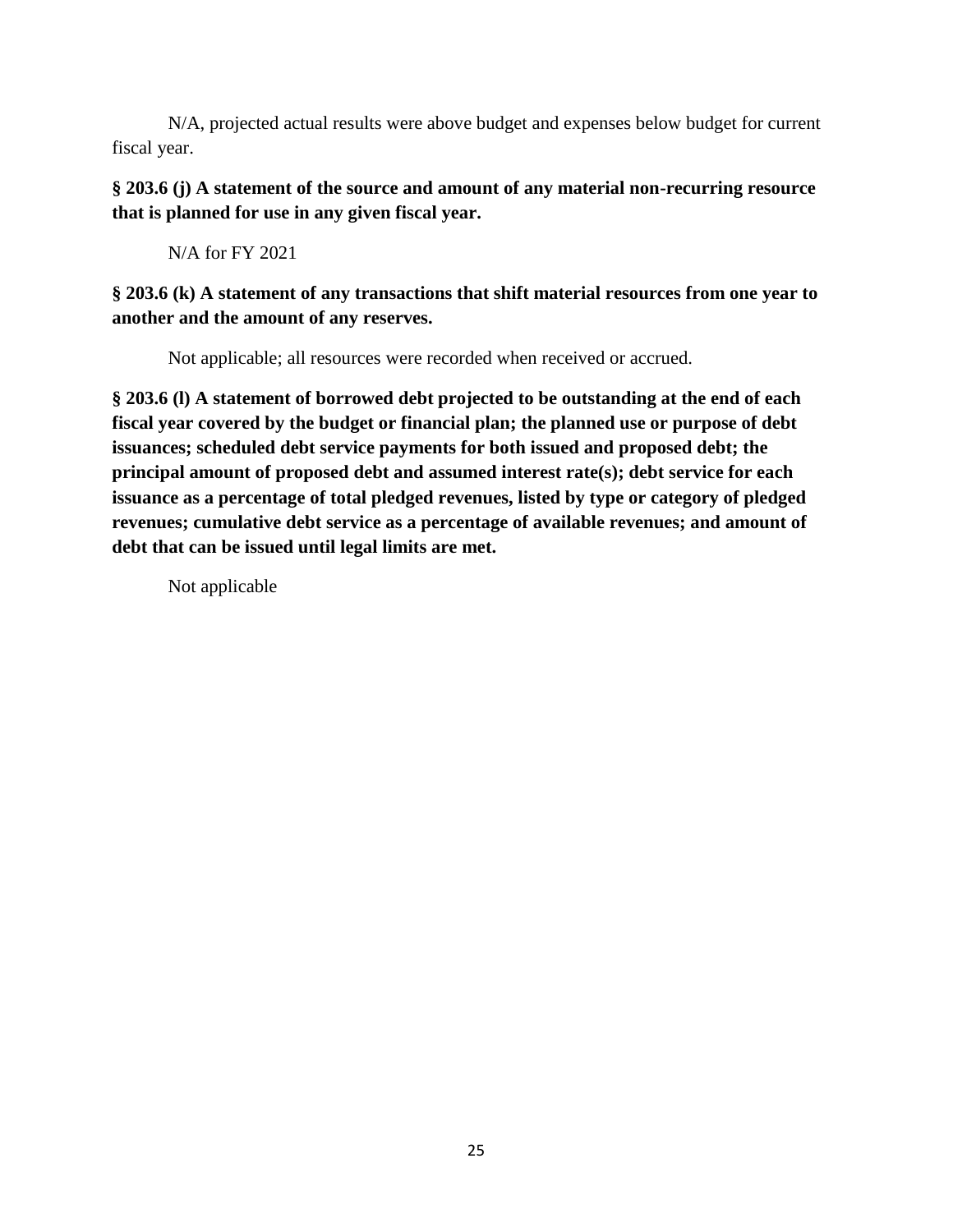N/A, projected actual results were above budget and expenses below budget for current fiscal year.

**§ 203.6 (j) A statement of the source and amount of any material non-recurring resource that is planned for use in any given fiscal year.**

N/A for FY 2021

**§ 203.6 (k) A statement of any transactions that shift material resources from one year to another and the amount of any reserves.**

Not applicable; all resources were recorded when received or accrued.

**§ 203.6 (l) A statement of borrowed debt projected to be outstanding at the end of each fiscal year covered by the budget or financial plan; the planned use or purpose of debt issuances; scheduled debt service payments for both issued and proposed debt; the principal amount of proposed debt and assumed interest rate(s); debt service for each issuance as a percentage of total pledged revenues, listed by type or category of pledged revenues; cumulative debt service as a percentage of available revenues; and amount of debt that can be issued until legal limits are met.**

Not applicable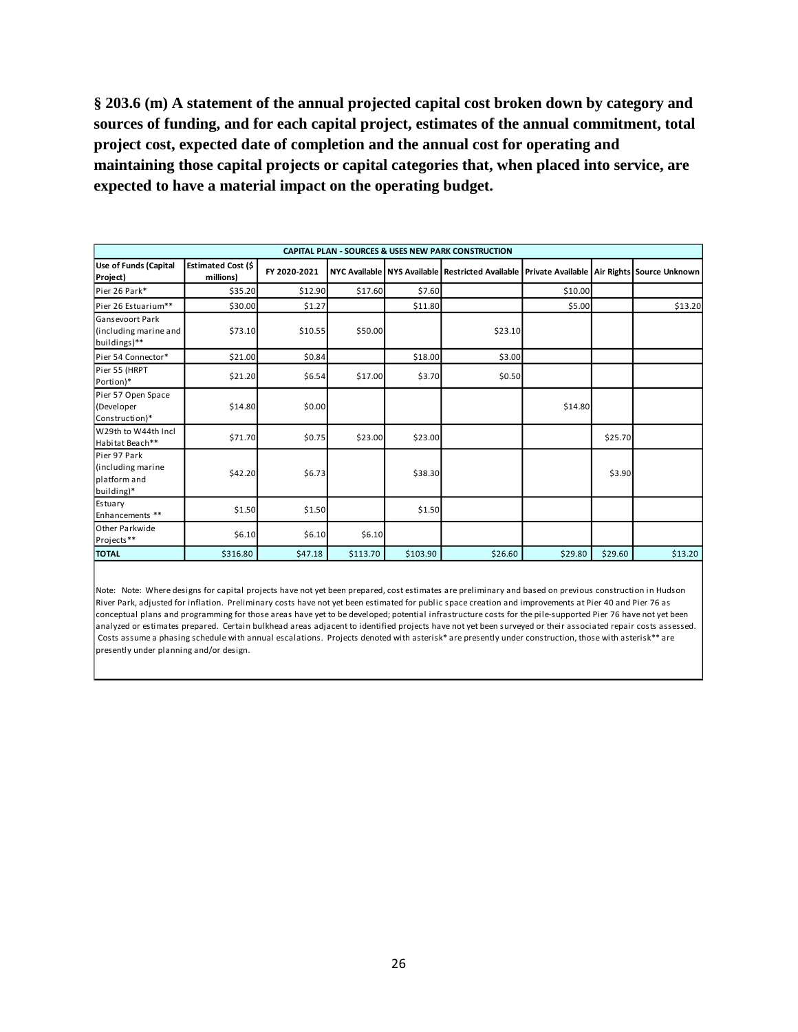**§ 203.6 (m) A statement of the annual projected capital cost broken down by category and sources of funding, and for each capital project, estimates of the annual commitment, total project cost, expected date of completion and the annual cost for operating and maintaining those capital projects or capital categories that, when placed into service, are expected to have a material impact on the operating budget.**

| CAPITAL PLAN - SOURCES & USES NEW PARK CONSTRUCTION | | | | | | | | |
|---|---|---|---|---|---|---|---|---|
| **Use of Funds (Capital Project)** | **Estimated Cost ($ millions)** | **FY 2020-2021** | **NYC Available** | **NYS Available** | **Restricted Available** | **Private Available** | **Air Rights** | **Source Unknown** |
| Pier 26 Park* | $35.20 | $12.90 | $17.60 | $7.60 | | $10.00 | | |
| Pier 26 Estuarium** | $30.00 | $1.27 | | $11.80 | | $5.00 | | $13.20 |
| Gansevoort Park (including marine and buildings)** | $73.10 | $10.55 | $50.00 | | $23.10 | | | |
| Pier 54 Connector* | $21.00 | $0.84 | | $18.00 | $3.00 | | | |
| Pier 55 (HRPT Portion)* | $21.20 | $6.54 | $17.00 | $3.70 | $0.50 | | | |
| Pier 57 Open Space (Developer Construction)* | $14.80 | $0.00 | | | | $14.80 | | |
| W29th to W44th Incl Habitat Beach** | $71.70 | $0.75 | $23.00 | $23.00 | | | $25.70 | |
| Pier 97 Park (including marine platform and building)* | $42.20 | $6.73 | | $38.30 | | | $3.90 | |
| Estuary Enhancements ** | $1.50 | $1.50 | | $1.50 | | | | |
| Other Parkwide Projects** | $6.10 | $6.10 | $6.10 | | | | | |
| **TOTAL** | $316.80 | $47.18 | $113.70 | $103.90 | $26.60 | $29.80 | $29.60 | $13.20 |

Note: Note: Where designs for capital projects have not yet been prepared, cost estimates are preliminary and based on previous construction in Hudson River Park, adjusted for inflation. Preliminary costs have not yet been estimated for public space creation and improvements at Pier 40 and Pier 76 as conceptual plans and programming for those areas have yet to be developed; potential infrastructure costs for the pile-supported Pier 76 have not yet been analyzed or estimates prepared. Certain bulkhead areas adjacent to identified projects have not yet been surveyed or their associated repair costs assessed. Costs assume a phasing schedule with annual escalations. Projects denoted with asterisk* are presently under construction, those with asterisk** are presently under planning and/or design.